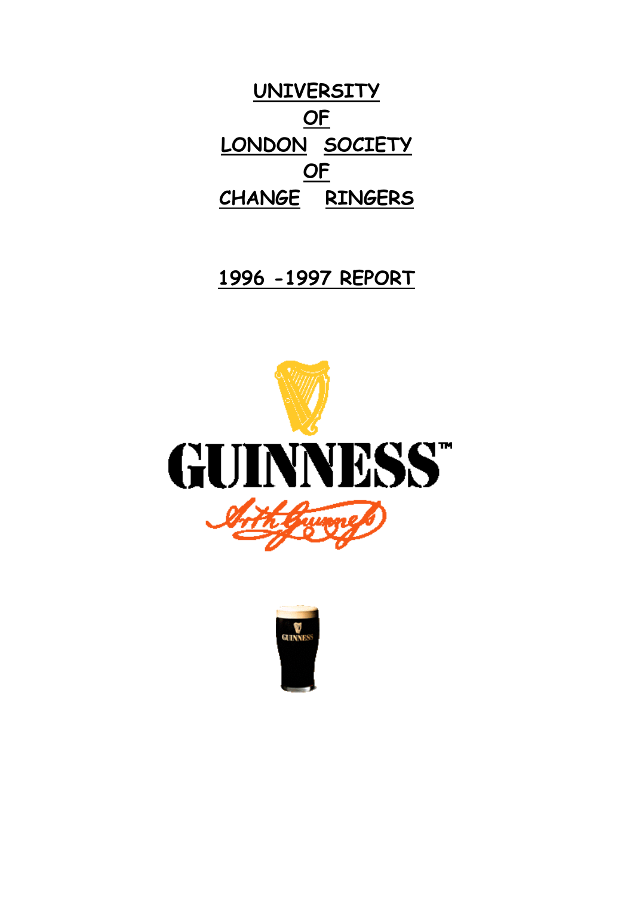# UNIVERSITY OF LONDON SOCIETY OF CHANGE RINGERS

## 1996 -1997 REPORT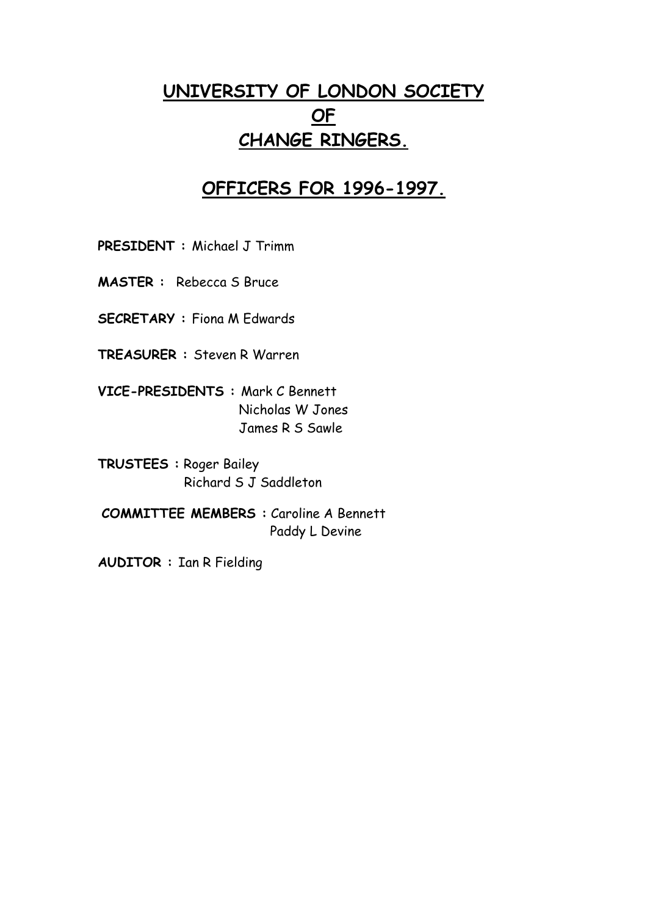# UNIVERSITY OF LONDON SOCIETY OF CHANGE RINGERS.

## OFFICERS FOR 1996-1997.

**PRESIDENT :** Michael J Trimm

**MASTER :** Rebecca S Bruce

**SECRETARY :** Fiona M Edwards

**TREASURER :** Steven R Warren

**VICE-PRESIDENTS :** Mark C Bennett
Nicholas W Jones
James R S Sawle

**TRUSTEES :** Roger Bailey
Richard S J Saddleton

**COMMITTEE MEMBERS :** Caroline A Bennett
Paddy L Devine

**AUDITOR :** Ian R Fielding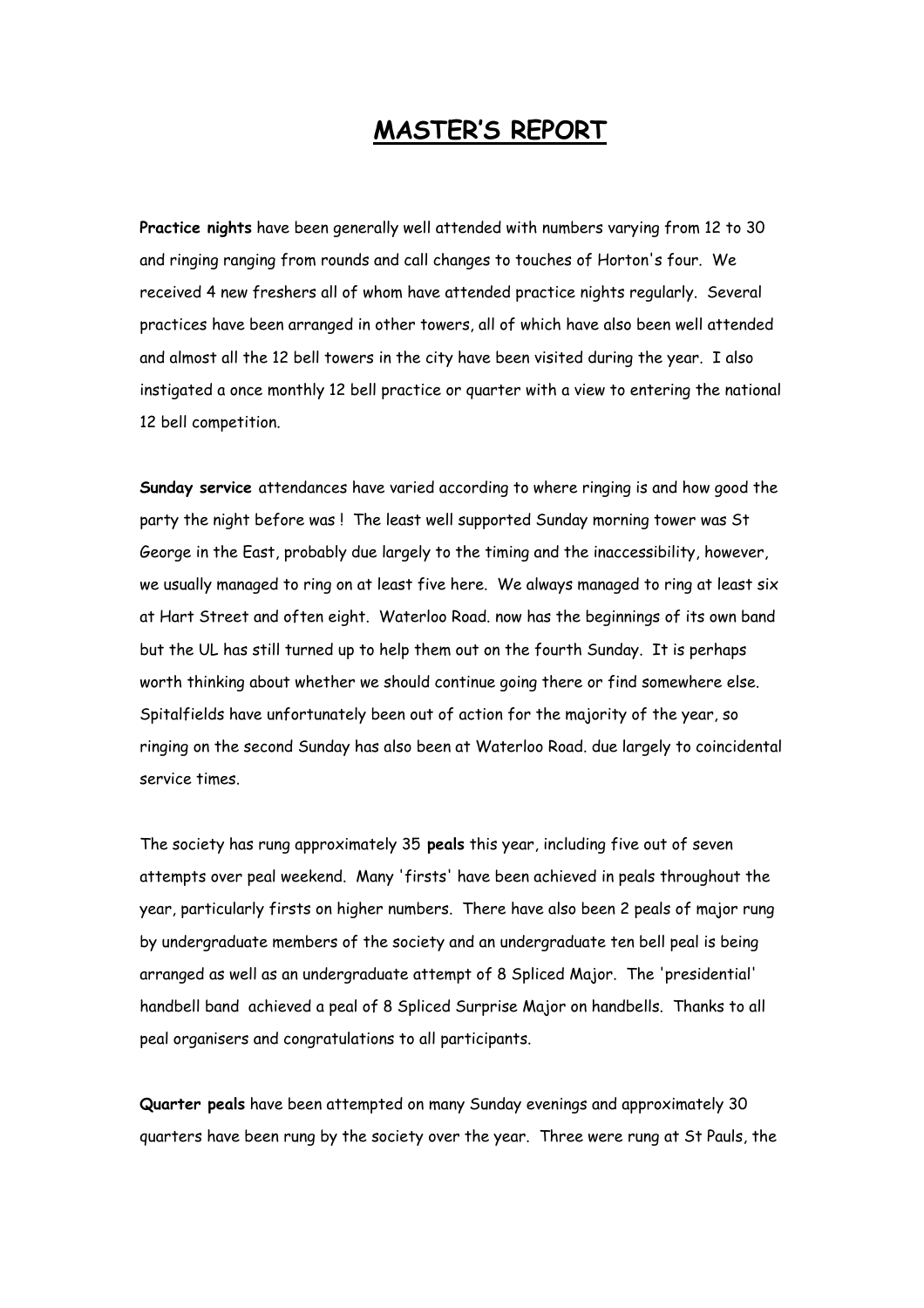# MASTER'S REPORT

**Practice nights** have been generally well attended with numbers varying from 12 to 30 and ringing ranging from rounds and call changes to touches of Horton's four. We received 4 new freshers all of whom have attended practice nights regularly. Several practices have been arranged in other towers, all of which have also been well attended and almost all the 12 bell towers in the city have been visited during the year. I also instigated a once monthly 12 bell practice or quarter with a view to entering the national 12 bell competition.

**Sunday service** attendances have varied according to where ringing is and how good the party the night before was ! The least well supported Sunday morning tower was St George in the East, probably due largely to the timing and the inaccessibility, however, we usually managed to ring on at least five here. We always managed to ring at least six at Hart Street and often eight. Waterloo Road. now has the beginnings of its own band but the UL has still turned up to help them out on the fourth Sunday. It is perhaps worth thinking about whether we should continue going there or find somewhere else. Spitalfields have unfortunately been out of action for the majority of the year, so ringing on the second Sunday has also been at Waterloo Road. due largely to coincidental service times.

The society has rung approximately 35 **peals** this year, including five out of seven attempts over peal weekend. Many 'firsts' have been achieved in peals throughout the year, particularly firsts on higher numbers. There have also been 2 peals of major rung by undergraduate members of the society and an undergraduate ten bell peal is being arranged as well as an undergraduate attempt of 8 Spliced Major. The 'presidential' handbell band achieved a peal of 8 Spliced Surprise Major on handbells. Thanks to all peal organisers and congratulations to all participants.

**Quarter peals** have been attempted on many Sunday evenings and approximately 30 quarters have been rung by the society over the year. Three were rung at St Pauls, the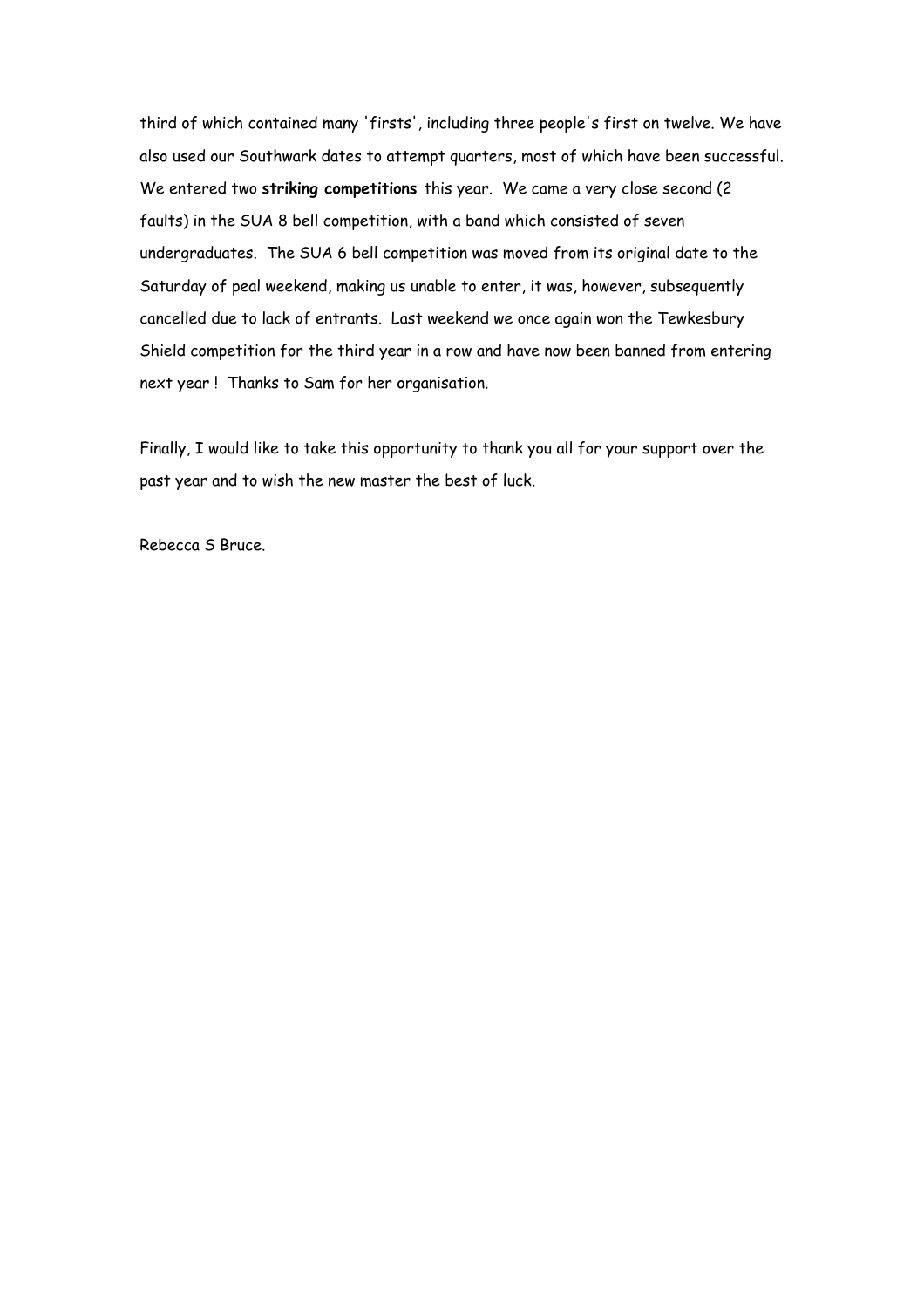third of which contained many 'firsts', including three people's first on twelve. We have also used our Southwark dates to attempt quarters, most of which have been successful. We entered two **striking competitions** this year. We came a very close second (2 faults) in the SUA 8 bell competition, with a band which consisted of seven undergraduates. The SUA 6 bell competition was moved from its original date to the Saturday of peal weekend, making us unable to enter, it was, however, subsequently cancelled due to lack of entrants. Last weekend we once again won the Tewkesbury Shield competition for the third year in a row and have now been banned from entering next year ! Thanks to Sam for her organisation.

Finally, I would like to take this opportunity to thank you all for your support over the past year and to wish the new master the best of luck.

Rebecca S Bruce.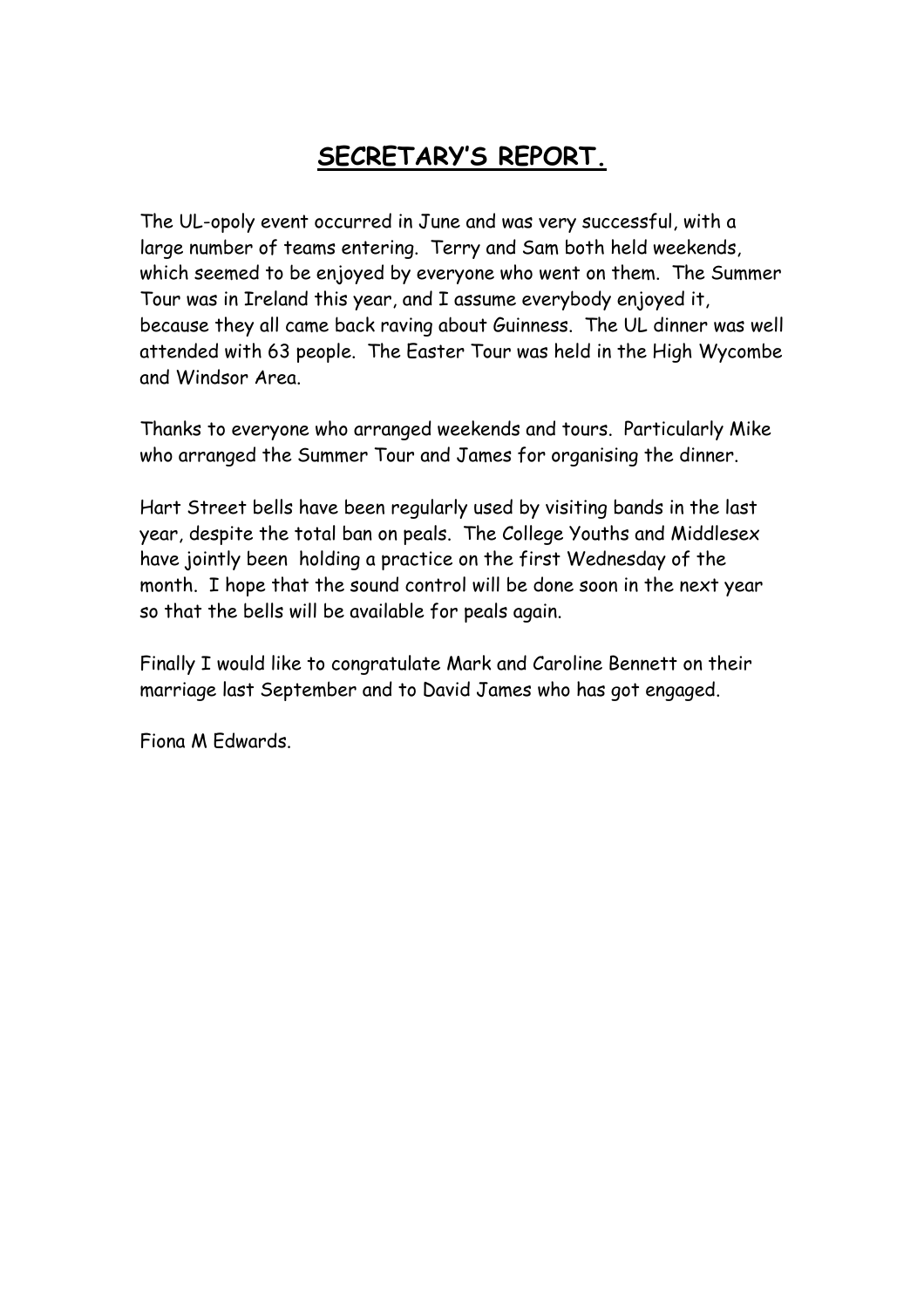# SECRETARY'S REPORT.

The UL-opoly event occurred in June and was very successful, with a large number of teams entering. Terry and Sam both held weekends, which seemed to be enjoyed by everyone who went on them. The Summer Tour was in Ireland this year, and I assume everybody enjoyed it, because they all came back raving about Guinness. The UL dinner was well attended with 63 people. The Easter Tour was held in the High Wycombe and Windsor Area.

Thanks to everyone who arranged weekends and tours. Particularly Mike who arranged the Summer Tour and James for organising the dinner.

Hart Street bells have been regularly used by visiting bands in the last year, despite the total ban on peals. The College Youths and Middlesex have jointly been holding a practice on the first Wednesday of the month. I hope that the sound control will be done soon in the next year so that the bells will be available for peals again.

Finally I would like to congratulate Mark and Caroline Bennett on their marriage last September and to David James who has got engaged.

Fiona M Edwards.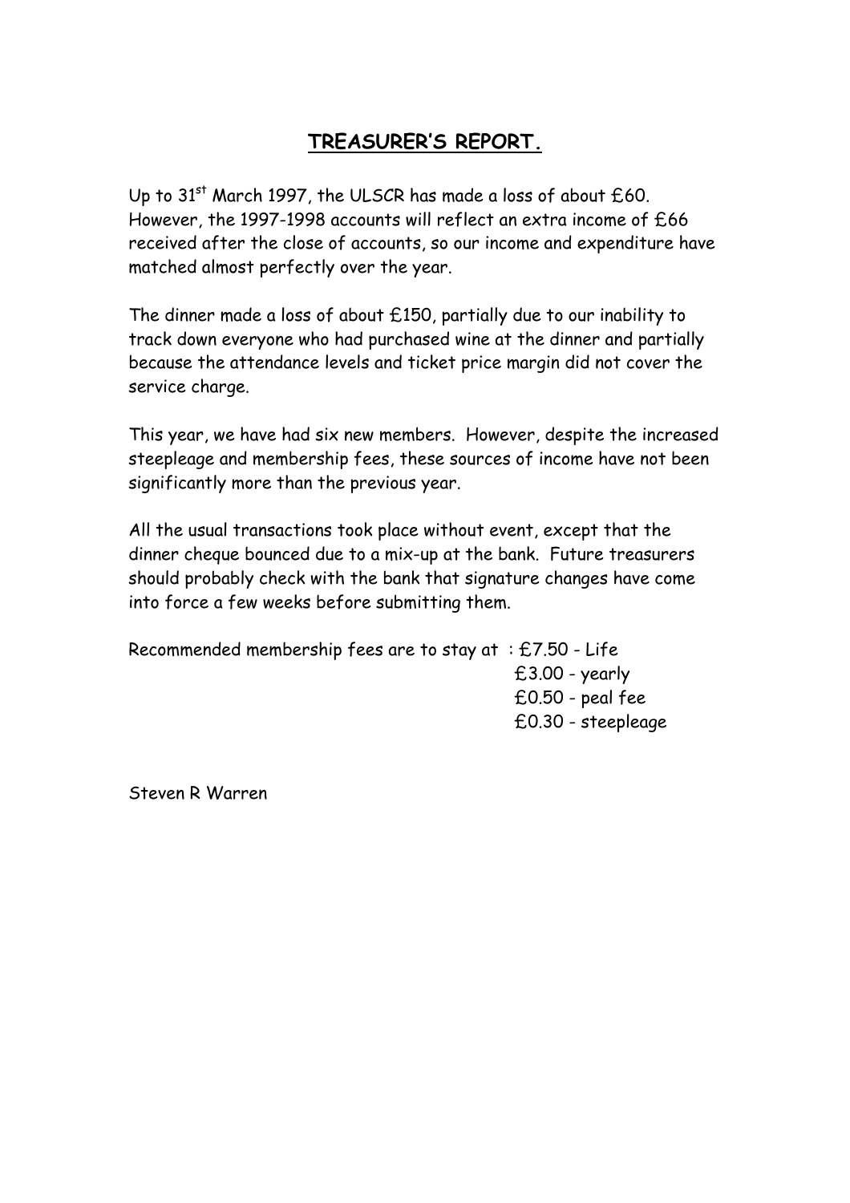## TREASURER'S REPORT.

Up to 31st March 1997, the ULSCR has made a loss of about £60. However, the 1997-1998 accounts will reflect an extra income of £66 received after the close of accounts, so our income and expenditure have matched almost perfectly over the year.

The dinner made a loss of about £150, partially due to our inability to track down everyone who had purchased wine at the dinner and partially because the attendance levels and ticket price margin did not cover the service charge.

This year, we have had six new members. However, despite the increased steepleage and membership fees, these sources of income have not been significantly more than the previous year.

All the usual transactions took place without event, except that the dinner cheque bounced due to a mix-up at the bank. Future treasurers should probably check with the bank that signature changes have come into force a few weeks before submitting them.

Recommended membership fees are to stay at : £7.50 - Life
£3.00 - yearly
£0.50 - peal fee
£0.30 - steepleage

Steven R Warren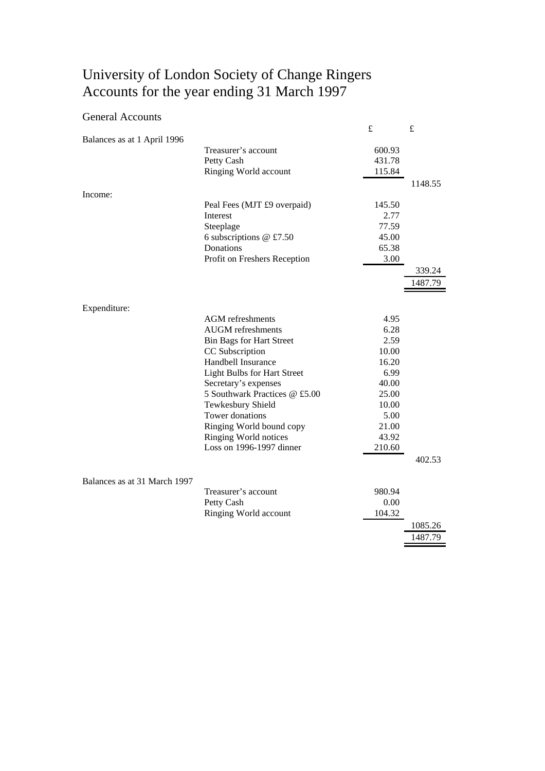# University of London Society of Change Ringers
# Accounts for the year ending 31 March 1997

## General Accounts

| | | £ | £ |
|---|---|---|---|
| Balances as at 1 April 1996 | | | |
| | Treasurer's account | 600.93 | |
| | Petty Cash | 431.78 | |
| | Ringing World account | 115.84 | |
| | | | 1148.55 |
| Income: | | | |
| | Peal Fees (MJT £9 overpaid) | 145.50 | |
| | Interest | 2.77 | |
| | Steeplage | 77.59 | |
| | 6 subscriptions @ £7.50 | 45.00 | |
| | Donations | 65.38 | |
| | Profit on Freshers Reception | 3.00 | |
| | | | 339.24 |
| | | | 1487.79 |
| Expenditure: | | | |
| | AGM refreshments | 4.95 | |
| | AUGM refreshments | 6.28 | |
| | Bin Bags for Hart Street | 2.59 | |
| | CC Subscription | 10.00 | |
| | Handbell Insurance | 16.20 | |
| | Light Bulbs for Hart Street | 6.99 | |
| | Secretary's expenses | 40.00 | |
| | 5 Southwark Practices @ £5.00 | 25.00 | |
| | Tewkesbury Shield | 10.00 | |
| | Tower donations | 5.00 | |
| | Ringing World bound copy | 21.00 | |
| | Ringing World notices | 43.92 | |
| | Loss on 1996-1997 dinner | 210.60 | |
| | | | 402.53 |
| Balances as at 31 March 1997 | | | |
| | Treasurer's account | 980.94 | |
| | Petty Cash | 0.00 | |
| | Ringing World account | 104.32 | |
| | | | 1085.26 |
| | | | 1487.79 |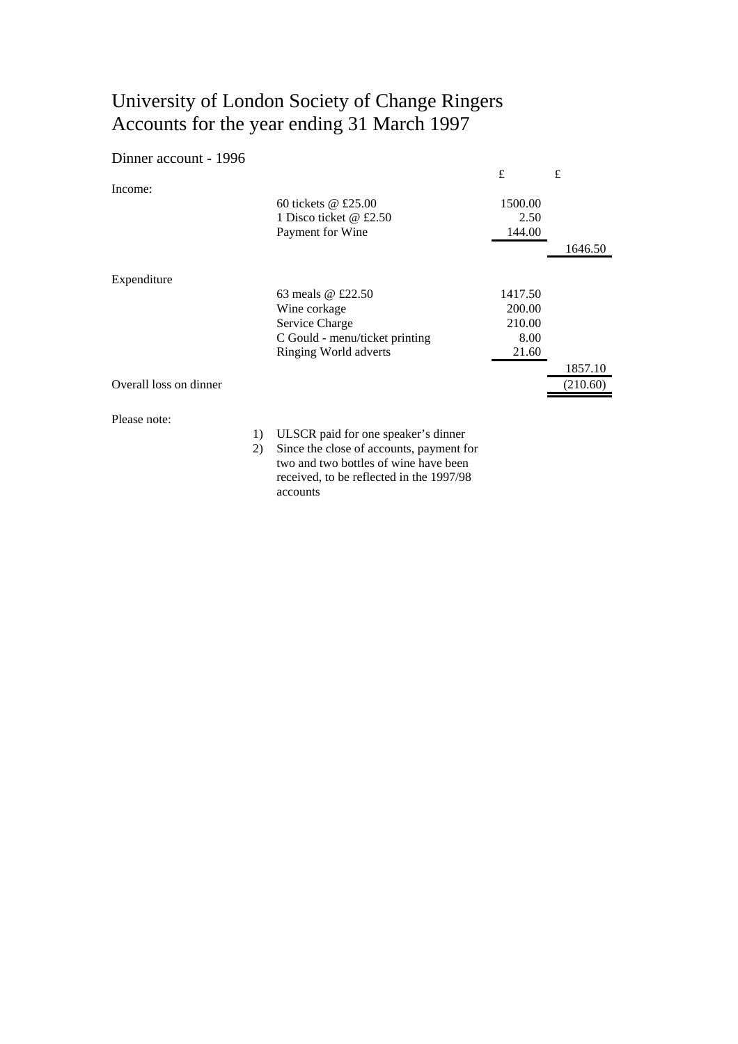# University of London Society of Change Ringers
# Accounts for the year ending 31 March 1997

## Dinner account - 1996

| | | £ | £ |
|---|---|---|---|
| Income: | | | |
| | 60 tickets @ £25.00 | 1500.00 | |
| | 1 Disco ticket @ £2.50 | 2.50 | |
| | Payment for Wine | 144.00 | |
| | | | 1646.50 |
| Expenditure | | | |
| | 63 meals @ £22.50 | 1417.50 | |
| | Wine corkage | 200.00 | |
| | Service Charge | 210.00 | |
| | C Gould - menu/ticket printing | 8.00 | |
| | Ringing World adverts | 21.60 | |
| | | | 1857.10 |
| Overall loss on dinner | | | (210.60) |

Please note:

1) ULSCR paid for one speaker's dinner
2) Since the close of accounts, payment for two and two bottles of wine have been received, to be reflected in the 1997/98 accounts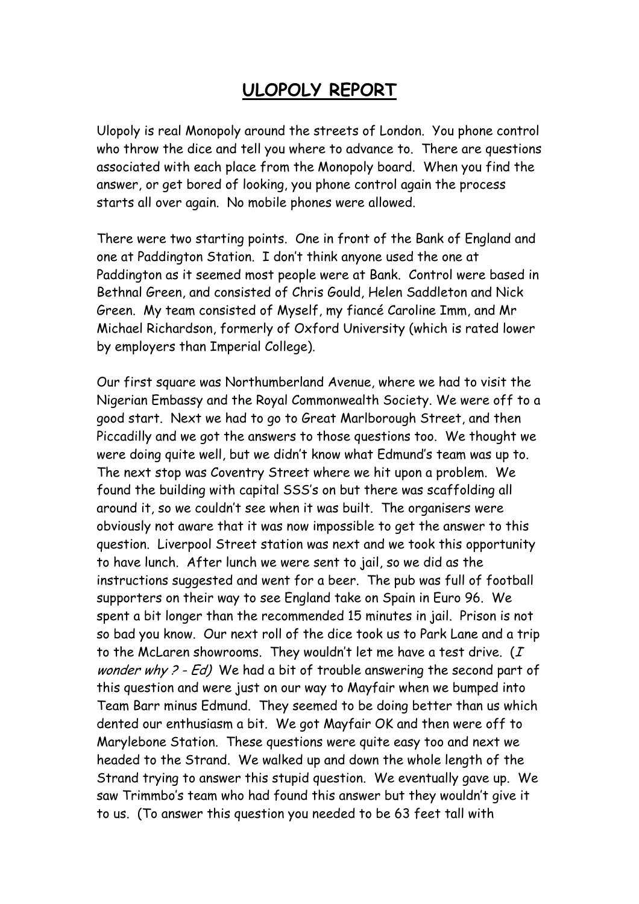# ULOPOLY REPORT

Ulopoly is real Monopoly around the streets of London. You phone control who throw the dice and tell you where to advance to. There are questions associated with each place from the Monopoly board. When you find the answer, or get bored of looking, you phone control again the process starts all over again. No mobile phones were allowed.

There were two starting points. One in front of the Bank of England and one at Paddington Station. I don't think anyone used the one at Paddington as it seemed most people were at Bank. Control were based in Bethnal Green, and consisted of Chris Gould, Helen Saddleton and Nick Green. My team consisted of Myself, my fiancé Caroline Imm, and Mr Michael Richardson, formerly of Oxford University (which is rated lower by employers than Imperial College).

Our first square was Northumberland Avenue, where we had to visit the Nigerian Embassy and the Royal Commonwealth Society. We were off to a good start. Next we had to go to Great Marlborough Street, and then Piccadilly and we got the answers to those questions too. We thought we were doing quite well, but we didn't know what Edmund's team was up to. The next stop was Coventry Street where we hit upon a problem. We found the building with capital SSS's on but there was scaffolding all around it, so we couldn't see when it was built. The organisers were obviously not aware that it was now impossible to get the answer to this question. Liverpool Street station was next and we took this opportunity to have lunch. After lunch we were sent to jail, so we did as the instructions suggested and went for a beer. The pub was full of football supporters on their way to see England take on Spain in Euro 96. We spent a bit longer than the recommended 15 minutes in jail. Prison is not so bad you know. Our next roll of the dice took us to Park Lane and a trip to the McLaren showrooms. They wouldn't let me have a test drive. (*I wonder why ? - Ed)* We had a bit of trouble answering the second part of this question and were just on our way to Mayfair when we bumped into Team Barr minus Edmund. They seemed to be doing better than us which dented our enthusiasm a bit. We got Mayfair OK and then were off to Marylebone Station. These questions were quite easy too and next we headed to the Strand. We walked up and down the whole length of the Strand trying to answer this stupid question. We eventually gave up. We saw Trimmbo's team who had found this answer but they wouldn't give it to us. (To answer this question you needed to be 63 feet tall with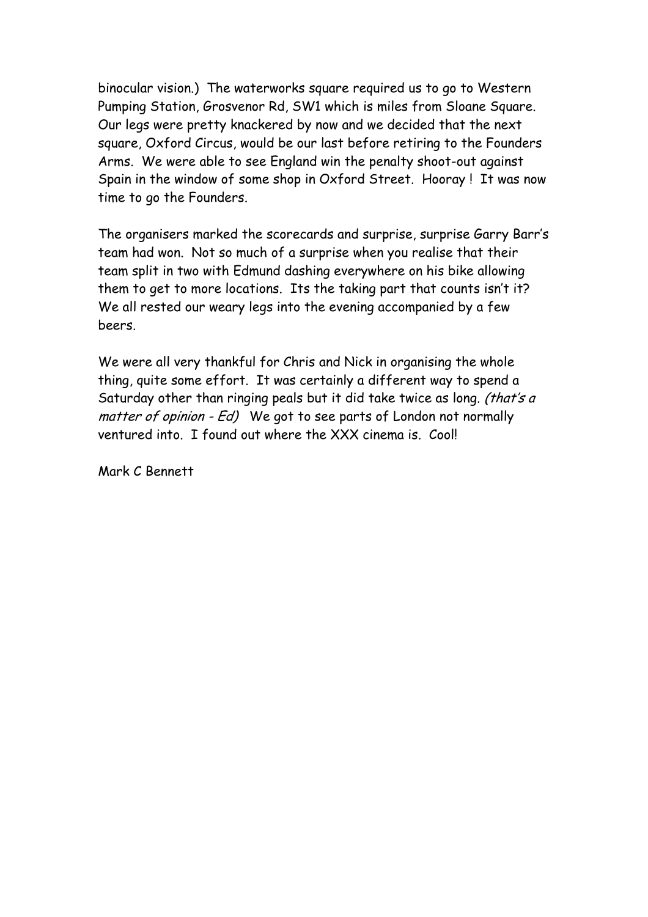binocular vision.)  The waterworks square required us to go to Western Pumping Station, Grosvenor Rd, SW1 which is miles from Sloane Square.  Our legs were pretty knackered by now and we decided that the next square, Oxford Circus, would be our last before retiring to the Founders Arms.  We were able to see England win the penalty shoot-out against Spain in the window of some shop in Oxford Street.  Hooray !  It was now time to go the Founders.

The organisers marked the scorecards and surprise, surprise Garry Barr's team had won.  Not so much of a surprise when you realise that their team split in two with Edmund dashing everywhere on his bike allowing them to get to more locations.  Its the taking part that counts isn't it?  We all rested our weary legs into the evening accompanied by a few beers.

We were all very thankful for Chris and Nick in organising the whole thing, quite some effort.  It was certainly a different way to spend a Saturday other than ringing peals but it did take twice as long. *(that's a matter of opinion - Ed)*  We got to see parts of London not normally ventured into.  I found out where the XXX cinema is.  Cool!

Mark C Bennett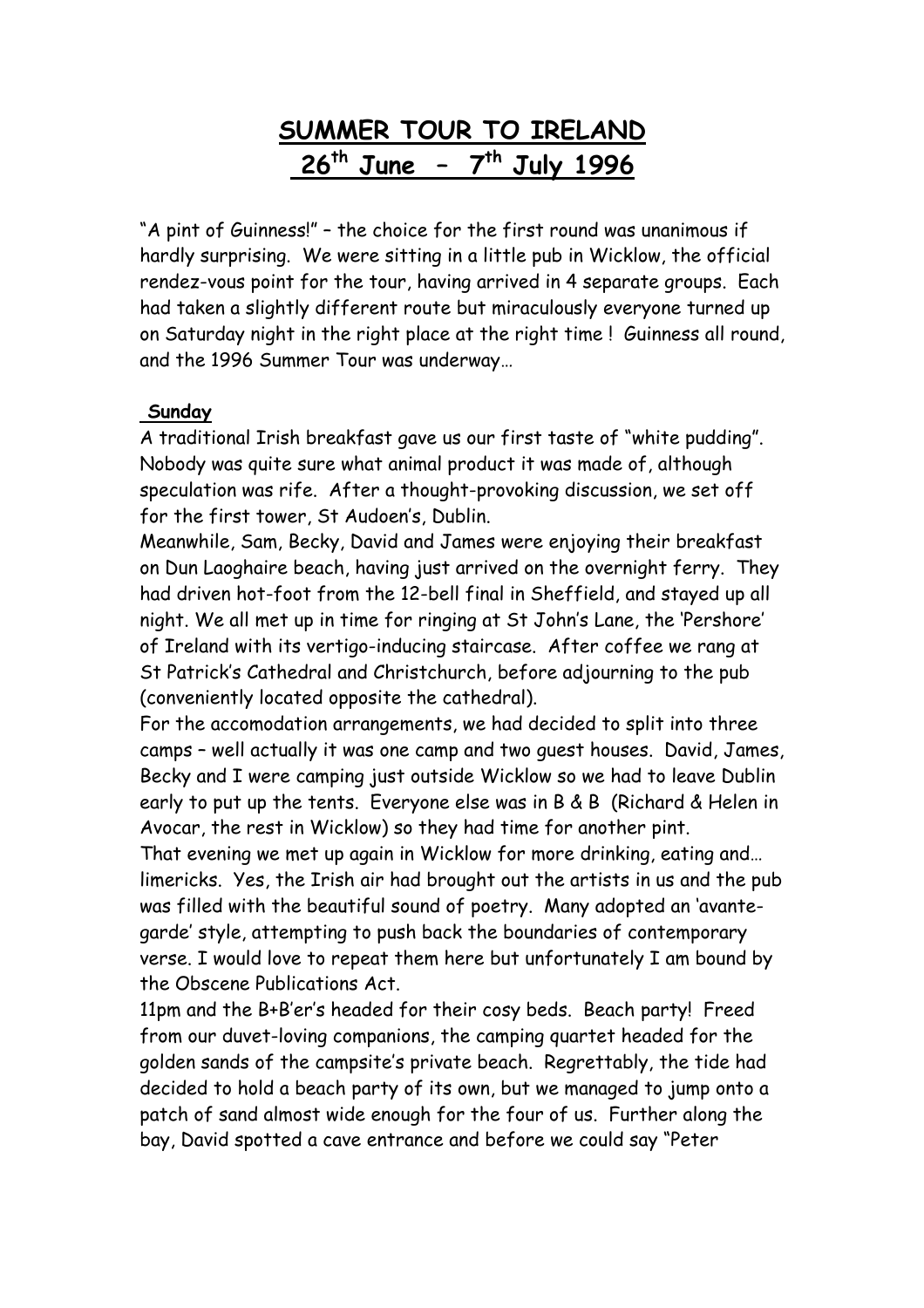# SUMMER TOUR TO IRELAND
# 26th June – 7th July 1996

"A pint of Guinness!" – the choice for the first round was unanimous if hardly surprising. We were sitting in a little pub in Wicklow, the official rendez-vous point for the tour, having arrived in 4 separate groups. Each had taken a slightly different route but miraculously everyone turned up on Saturday night in the right place at the right time ! Guinness all round, and the 1996 Summer Tour was underway…

**Sunday**

A traditional Irish breakfast gave us our first taste of "white pudding". Nobody was quite sure what animal product it was made of, although speculation was rife. After a thought-provoking discussion, we set off for the first tower, St Audoen's, Dublin.

Meanwhile, Sam, Becky, David and James were enjoying their breakfast on Dun Laoghaire beach, having just arrived on the overnight ferry. They had driven hot-foot from the 12-bell final in Sheffield, and stayed up all night. We all met up in time for ringing at St John's Lane, the 'Pershore' of Ireland with its vertigo-inducing staircase. After coffee we rang at St Patrick's Cathedral and Christchurch, before adjourning to the pub (conveniently located opposite the cathedral).

For the accomodation arrangements, we had decided to split into three camps – well actually it was one camp and two guest houses. David, James, Becky and I were camping just outside Wicklow so we had to leave Dublin early to put up the tents. Everyone else was in B & B (Richard & Helen in Avocar, the rest in Wicklow) so they had time for another pint.

That evening we met up again in Wicklow for more drinking, eating and… limericks. Yes, the Irish air had brought out the artists in us and the pub was filled with the beautiful sound of poetry. Many adopted an 'avante-garde' style, attempting to push back the boundaries of contemporary verse. I would love to repeat them here but unfortunately I am bound by the Obscene Publications Act.

11pm and the B+B'er's headed for their cosy beds. Beach party! Freed from our duvet-loving companions, the camping quartet headed for the golden sands of the campsite's private beach. Regrettably, the tide had decided to hold a beach party of its own, but we managed to jump onto a patch of sand almost wide enough for the four of us. Further along the bay, David spotted a cave entrance and before we could say "Peter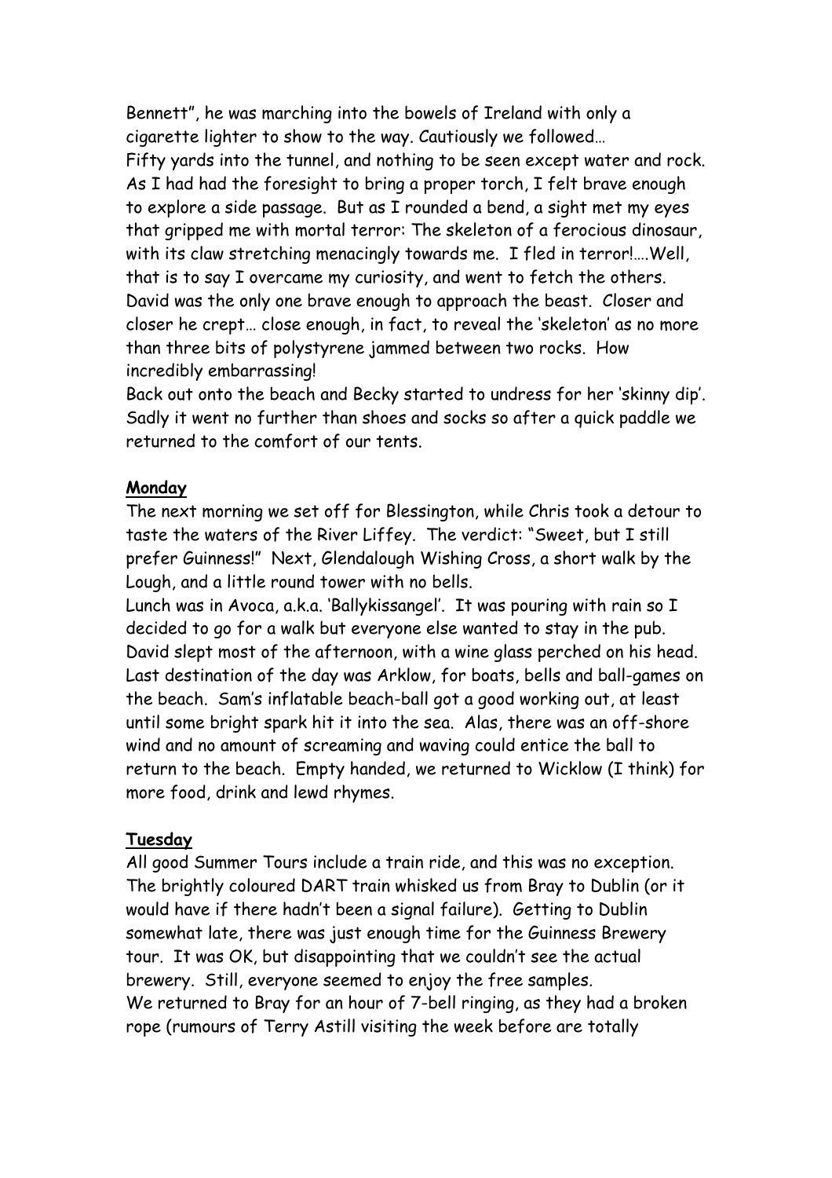Bennett", he was marching into the bowels of Ireland with only a cigarette lighter to show to the way. Cautiously we followed…
Fifty yards into the tunnel, and nothing to be seen except water and rock. As I had had the foresight to bring a proper torch, I felt brave enough to explore a side passage. But as I rounded a bend, a sight met my eyes that gripped me with mortal terror: The skeleton of a ferocious dinosaur, with its claw stretching menacingly towards me. I fled in terror!….Well, that is to say I overcame my curiosity, and went to fetch the others. David was the only one brave enough to approach the beast. Closer and closer he crept… close enough, in fact, to reveal the 'skeleton' as no more than three bits of polystyrene jammed between two rocks. How incredibly embarrassing!
Back out onto the beach and Becky started to undress for her 'skinny dip'. Sadly it went no further than shoes and socks so after a quick paddle we returned to the comfort of our tents.

**Monday**

The next morning we set off for Blessington, while Chris took a detour to taste the waters of the River Liffey. The verdict: "Sweet, but I still prefer Guinness!" Next, Glendalough Wishing Cross, a short walk by the Lough, and a little round tower with no bells.
Lunch was in Avoca, a.k.a. 'Ballykissangel'. It was pouring with rain so I decided to go for a walk but everyone else wanted to stay in the pub. David slept most of the afternoon, with a wine glass perched on his head.
Last destination of the day was Arklow, for boats, bells and ball-games on the beach. Sam's inflatable beach-ball got a good working out, at least until some bright spark hit it into the sea. Alas, there was an off-shore wind and no amount of screaming and waving could entice the ball to return to the beach. Empty handed, we returned to Wicklow (I think) for more food, drink and lewd rhymes.

**Tuesday**

All good Summer Tours include a train ride, and this was no exception. The brightly coloured DART train whisked us from Bray to Dublin (or it would have if there hadn't been a signal failure). Getting to Dublin somewhat late, there was just enough time for the Guinness Brewery tour. It was OK, but disappointing that we couldn't see the actual brewery. Still, everyone seemed to enjoy the free samples.
We returned to Bray for an hour of 7-bell ringing, as they had a broken rope (rumours of Terry Astill visiting the week before are totally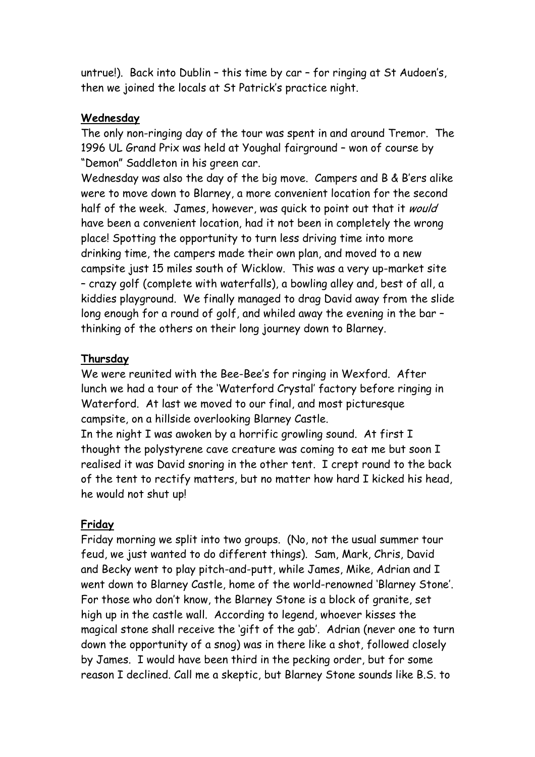untrue!). Back into Dublin – this time by car – for ringing at St Audoen's, then we joined the locals at St Patrick's practice night.

**Wednesday**

The only non-ringing day of the tour was spent in and around Tremor. The 1996 UL Grand Prix was held at Youghal fairground – won of course by "Demon" Saddleton in his green car.

Wednesday was also the day of the big move. Campers and B & B'ers alike were to move down to Blarney, a more convenient location for the second half of the week. James, however, was quick to point out that it *would* have been a convenient location, had it not been in completely the wrong place! Spotting the opportunity to turn less driving time into more drinking time, the campers made their own plan, and moved to a new campsite just 15 miles south of Wicklow. This was a very up-market site – crazy golf (complete with waterfalls), a bowling alley and, best of all, a kiddies playground. We finally managed to drag David away from the slide long enough for a round of golf, and whiled away the evening in the bar – thinking of the others on their long journey down to Blarney.

**Thursday**

We were reunited with the Bee-Bee's for ringing in Wexford. After lunch we had a tour of the 'Waterford Crystal' factory before ringing in Waterford. At last we moved to our final, and most picturesque campsite, on a hillside overlooking Blarney Castle.

In the night I was awoken by a horrific growling sound. At first I thought the polystyrene cave creature was coming to eat me but soon I realised it was David snoring in the other tent. I crept round to the back of the tent to rectify matters, but no matter how hard I kicked his head, he would not shut up!

**Friday**

Friday morning we split into two groups. (No, not the usual summer tour feud, we just wanted to do different things). Sam, Mark, Chris, David and Becky went to play pitch-and-putt, while James, Mike, Adrian and I went down to Blarney Castle, home of the world-renowned 'Blarney Stone'. For those who don't know, the Blarney Stone is a block of granite, set high up in the castle wall. According to legend, whoever kisses the magical stone shall receive the 'gift of the gab'. Adrian (never one to turn down the opportunity of a snog) was in there like a shot, followed closely by James. I would have been third in the pecking order, but for some reason I declined. Call me a skeptic, but Blarney Stone sounds like B.S. to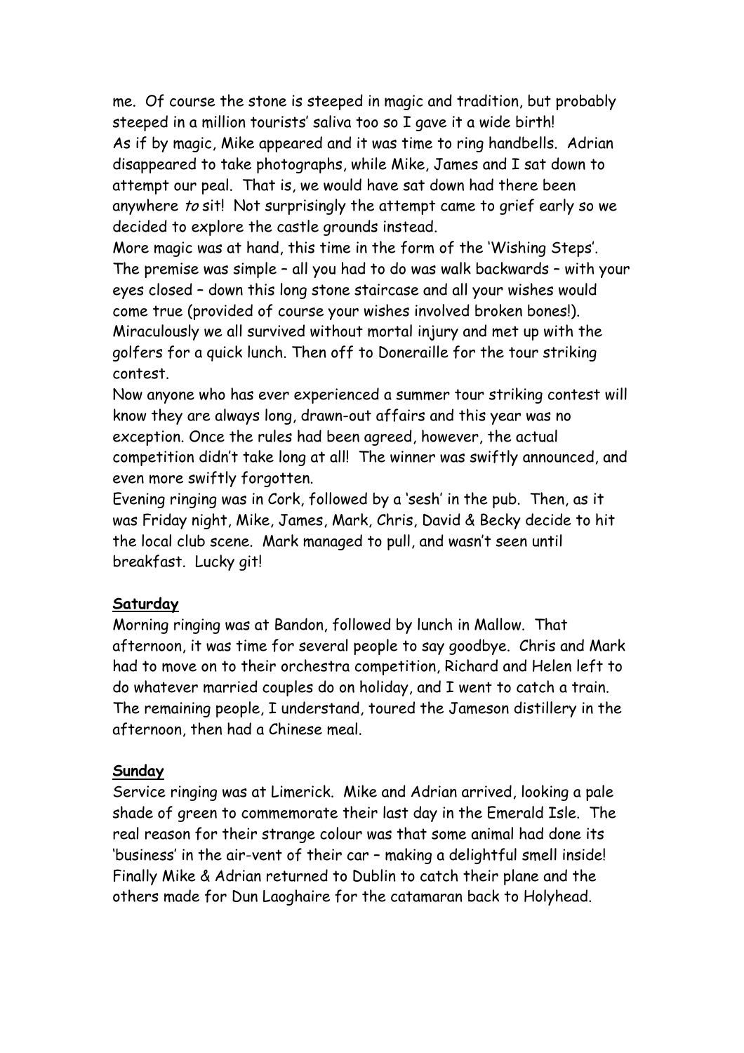me. Of course the stone is steeped in magic and tradition, but probably steeped in a million tourists' saliva too so I gave it a wide birth!

As if by magic, Mike appeared and it was time to ring handbells. Adrian disappeared to take photographs, while Mike, James and I sat down to attempt our peal. That is, we would have sat down had there been anywhere *to* sit! Not surprisingly the attempt came to grief early so we decided to explore the castle grounds instead.

More magic was at hand, this time in the form of the 'Wishing Steps'. The premise was simple – all you had to do was walk backwards – with your eyes closed – down this long stone staircase and all your wishes would come true (provided of course your wishes involved broken bones!). Miraculously we all survived without mortal injury and met up with the golfers for a quick lunch. Then off to Doneraille for the tour striking contest.

Now anyone who has ever experienced a summer tour striking contest will know they are always long, drawn-out affairs and this year was no exception. Once the rules had been agreed, however, the actual competition didn't take long at all! The winner was swiftly announced, and even more swiftly forgotten.

Evening ringing was in Cork, followed by a 'sesh' in the pub. Then, as it was Friday night, Mike, James, Mark, Chris, David & Becky decide to hit the local club scene. Mark managed to pull, and wasn't seen until breakfast. Lucky git!

**Saturday**

Morning ringing was at Bandon, followed by lunch in Mallow. That afternoon, it was time for several people to say goodbye. Chris and Mark had to move on to their orchestra competition, Richard and Helen left to do whatever married couples do on holiday, and I went to catch a train. The remaining people, I understand, toured the Jameson distillery in the afternoon, then had a Chinese meal.

**Sunday**

Service ringing was at Limerick. Mike and Adrian arrived, looking a pale shade of green to commemorate their last day in the Emerald Isle. The real reason for their strange colour was that some animal had done its 'business' in the air-vent of their car – making a delightful smell inside! Finally Mike & Adrian returned to Dublin to catch their plane and the others made for Dun Laoghaire for the catamaran back to Holyhead.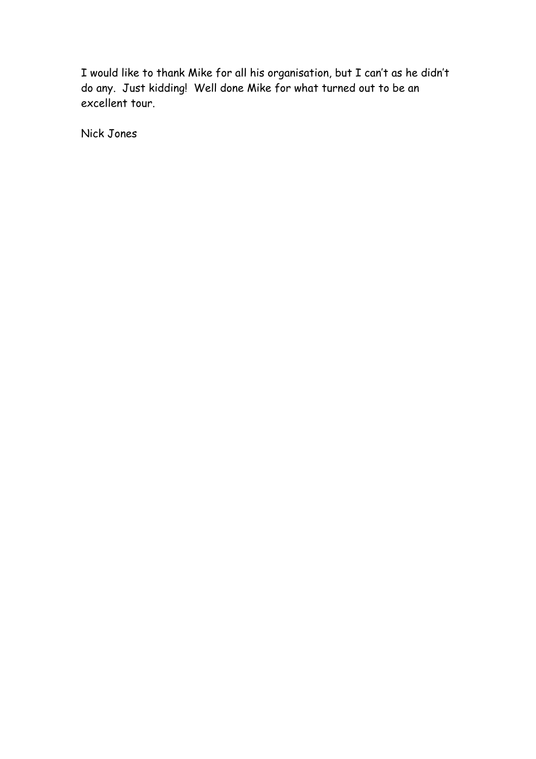I would like to thank Mike for all his organisation, but I can't as he didn't do any.  Just kidding!  Well done Mike for what turned out to be an excellent tour.

Nick Jones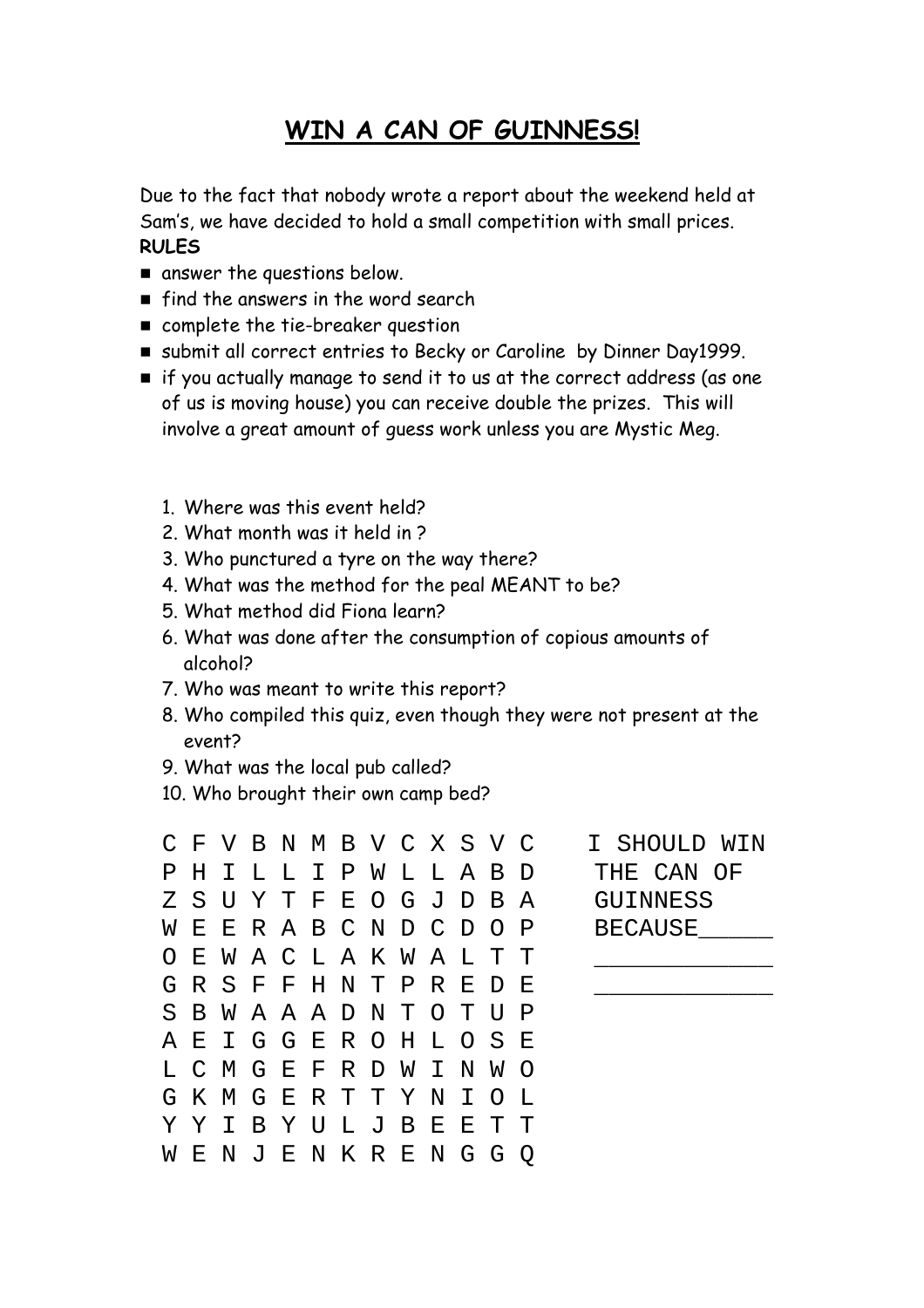# WIN A CAN OF GUINNESS!

Due to the fact that nobody wrote a report about the weekend held at Sam's, we have decided to hold a small competition with small prices.

**RULES**

- answer the questions below.
- find the answers in the word search
- complete the tie-breaker question
- submit all correct entries to Becky or Caroline by Dinner Day1999.
- if you actually manage to send it to us at the correct address (as one of us is moving house) you can receive double the prizes. This will involve a great amount of guess work unless you are Mystic Meg.

1. Where was this event held?
2. What month was it held in ?
3. Who punctured a tyre on the way there?
4. What was the method for the peal MEANT to be?
5. What method did Fiona learn?
6. What was done after the consumption of copious amounts of alcohol?
7. Who was meant to write this report?
8. Who compiled this quiz, even though they were not present at the event?
9. What was the local pub called?
10. Who brought their own camp bed?

```
C F V B N M B V C X S V C
P H I L L I P W L L A B D
Z S U Y T F E O G J D B A
W E E R A B C N D C D O P
O E W A C L A K W A L T T
G R S F F H N T P R E D E
S B W A A A D N T O T U P
A E I G G E R O H L O S E
L C M G E F R D W I N W O
G K M G E R T T Y N I O L
Y Y I B Y U L J B E E T T
W E N J E N K R E N G G Q
```

I SHOULD WIN THE CAN OF GUINNESS BECAUSE\_\_\_\_\_ \_\_\_\_\_\_\_\_\_\_\_\_ \_\_\_\_\_\_\_\_\_\_\_\_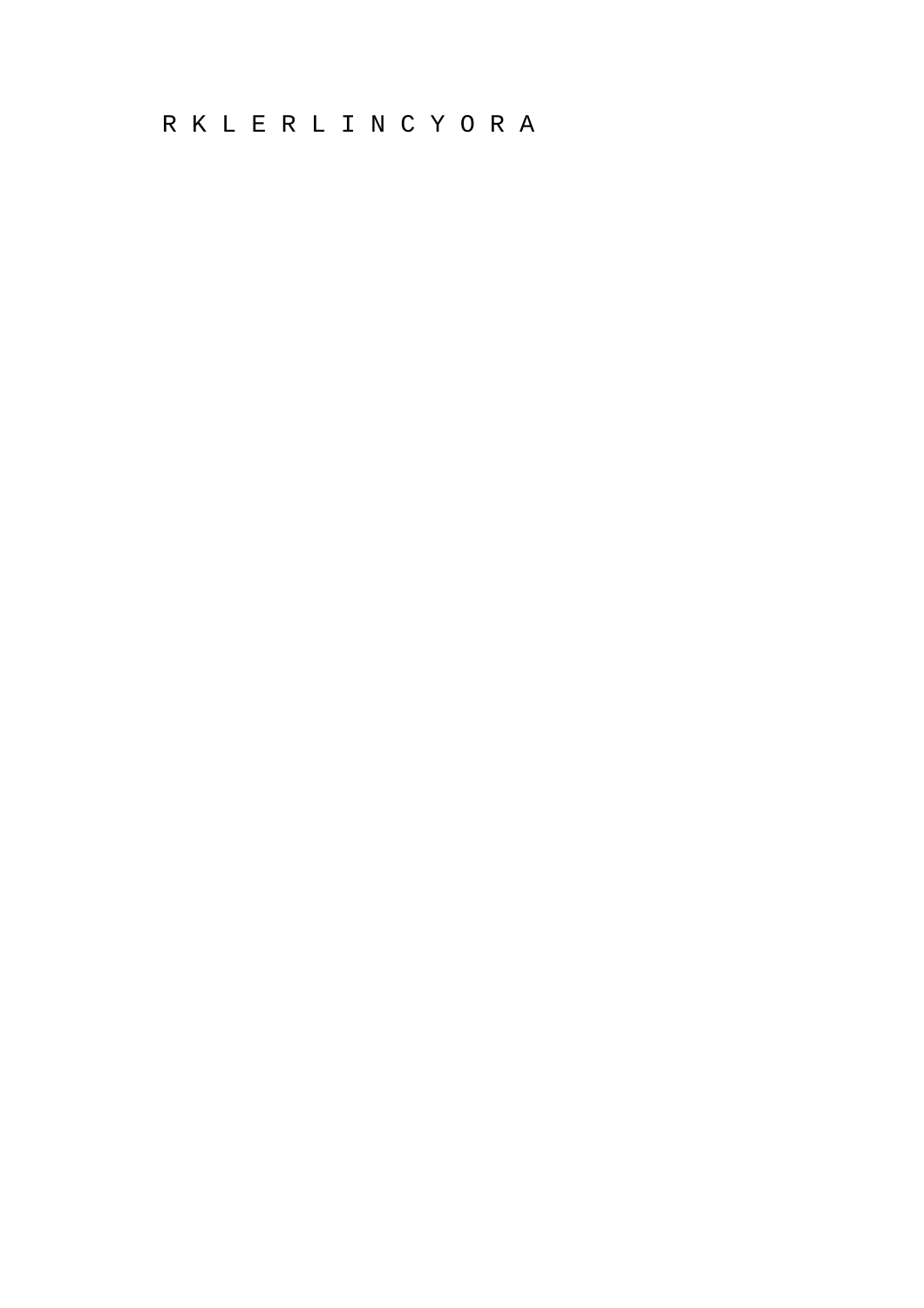R K L E R L I N C Y O R A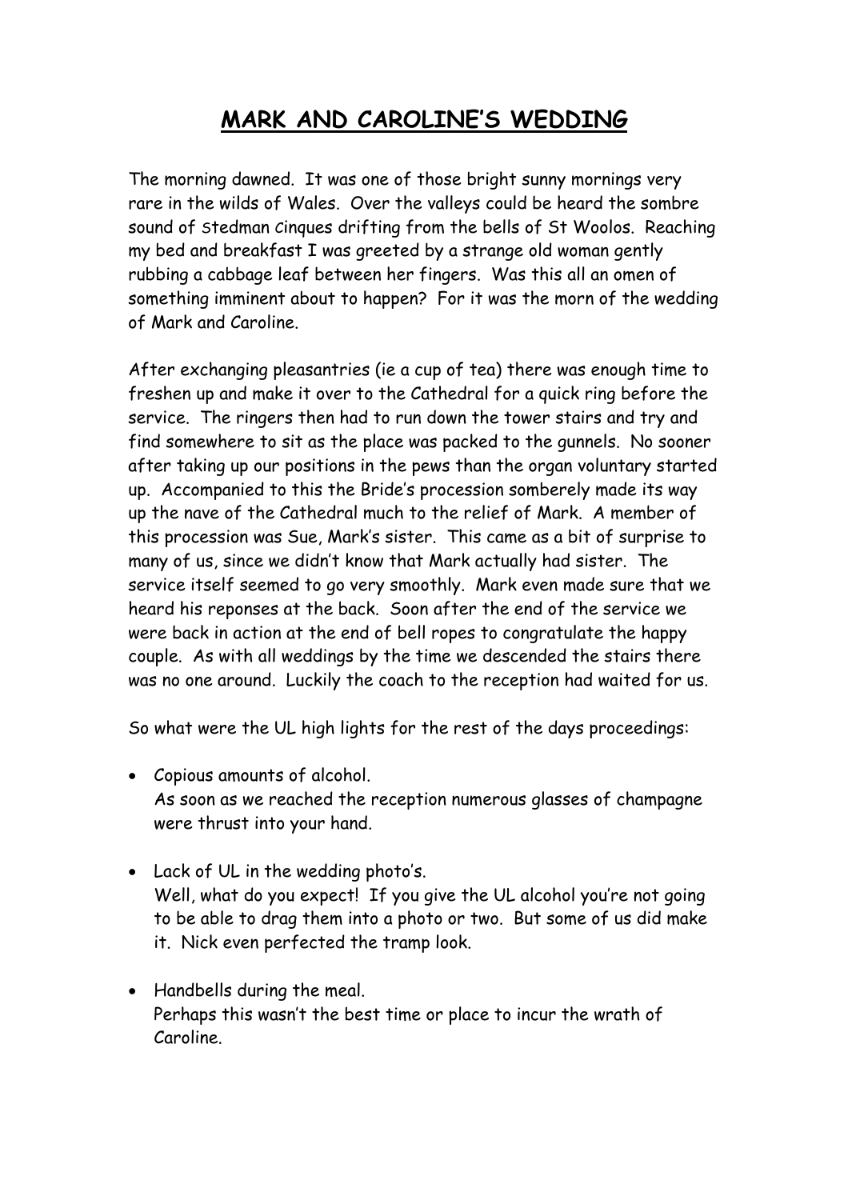# MARK AND CAROLINE'S WEDDING

The morning dawned. It was one of those bright sunny mornings very rare in the wilds of Wales. Over the valleys could be heard the sombre sound of Stedman Cinques drifting from the bells of St Woolos. Reaching my bed and breakfast I was greeted by a strange old woman gently rubbing a cabbage leaf between her fingers. Was this all an omen of something imminent about to happen? For it was the morn of the wedding of Mark and Caroline.

After exchanging pleasantries (ie a cup of tea) there was enough time to freshen up and make it over to the Cathedral for a quick ring before the service. The ringers then had to run down the tower stairs and try and find somewhere to sit as the place was packed to the gunnels. No sooner after taking up our positions in the pews than the organ voluntary started up. Accompanied to this the Bride's procession somberely made its way up the nave of the Cathedral much to the relief of Mark. A member of this procession was Sue, Mark's sister. This came as a bit of surprise to many of us, since we didn't know that Mark actually had sister. The service itself seemed to go very smoothly. Mark even made sure that we heard his reponses at the back. Soon after the end of the service we were back in action at the end of bell ropes to congratulate the happy couple. As with all weddings by the time we descended the stairs there was no one around. Luckily the coach to the reception had waited for us.

So what were the UL high lights for the rest of the days proceedings:

- Copious amounts of alcohol.
  As soon as we reached the reception numerous glasses of champagne were thrust into your hand.

- Lack of UL in the wedding photo's.
  Well, what do you expect! If you give the UL alcohol you're not going to be able to drag them into a photo or two. But some of us did make it. Nick even perfected the tramp look.

- Handbells during the meal.
  Perhaps this wasn't the best time or place to incur the wrath of Caroline.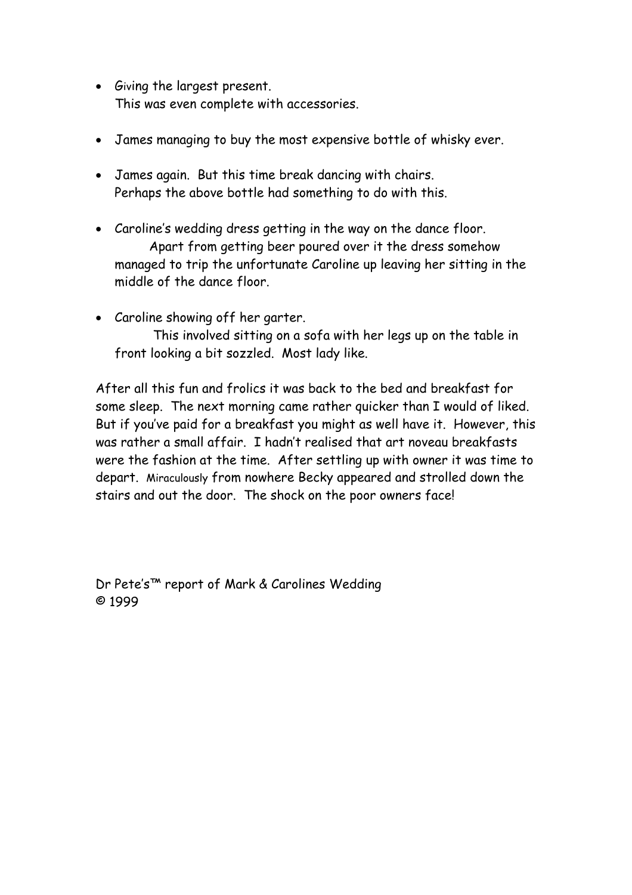- Giving the largest present.
  This was even complete with accessories.

- James managing to buy the most expensive bottle of whisky ever.

- James again. But this time break dancing with chairs.
  Perhaps the above bottle had something to do with this.

- Caroline's wedding dress getting in the way on the dance floor.
  Apart from getting beer poured over it the dress somehow managed to trip the unfortunate Caroline up leaving her sitting in the middle of the dance floor.

- Caroline showing off her garter.
  This involved sitting on a sofa with her legs up on the table in front looking a bit sozzled. Most lady like.

After all this fun and frolics it was back to the bed and breakfast for some sleep. The next morning came rather quicker than I would of liked. But if you've paid for a breakfast you might as well have it. However, this was rather a small affair. I hadn't realised that art noveau breakfasts were the fashion at the time. After settling up with owner it was time to depart. Miraculously from nowhere Becky appeared and strolled down the stairs and out the door. The shock on the poor owners face!

Dr Pete's™ report of Mark & Carolines Wedding
© 1999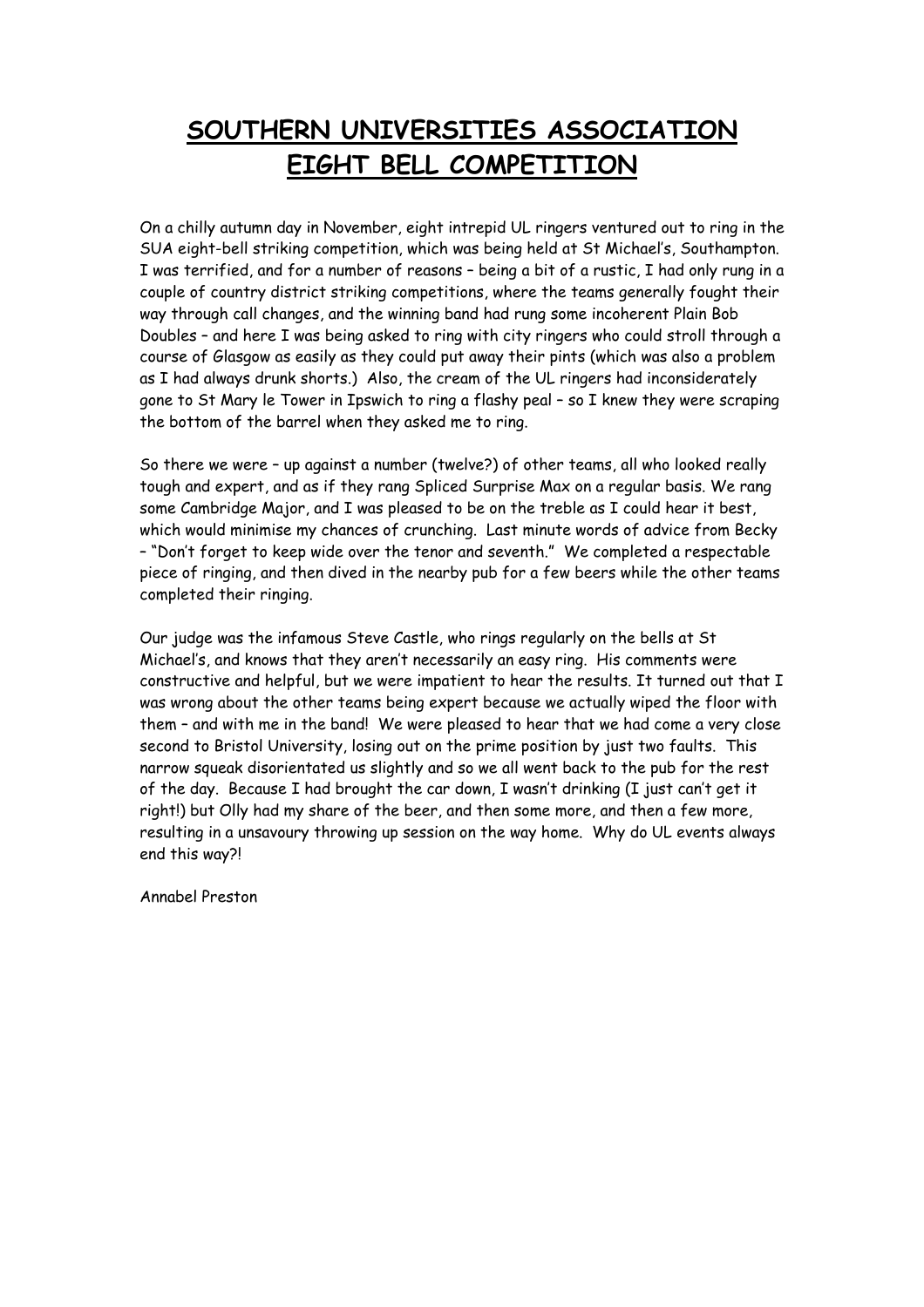# SOUTHERN UNIVERSITIES ASSOCIATION EIGHT BELL COMPETITION

On a chilly autumn day in November, eight intrepid UL ringers ventured out to ring in the SUA eight-bell striking competition, which was being held at St Michael's, Southampton. I was terrified, and for a number of reasons – being a bit of a rustic, I had only rung in a couple of country district striking competitions, where the teams generally fought their way through call changes, and the winning band had rung some incoherent Plain Bob Doubles – and here I was being asked to ring with city ringers who could stroll through a course of Glasgow as easily as they could put away their pints (which was also a problem as I had always drunk shorts.) Also, the cream of the UL ringers had inconsiderately gone to St Mary le Tower in Ipswich to ring a flashy peal – so I knew they were scraping the bottom of the barrel when they asked me to ring.

So there we were – up against a number (twelve?) of other teams, all who looked really tough and expert, and as if they rang Spliced Surprise Max on a regular basis. We rang some Cambridge Major, and I was pleased to be on the treble as I could hear it best, which would minimise my chances of crunching. Last minute words of advice from Becky – "Don't forget to keep wide over the tenor and seventh." We completed a respectable piece of ringing, and then dived in the nearby pub for a few beers while the other teams completed their ringing.

Our judge was the infamous Steve Castle, who rings regularly on the bells at St Michael's, and knows that they aren't necessarily an easy ring. His comments were constructive and helpful, but we were impatient to hear the results. It turned out that I was wrong about the other teams being expert because we actually wiped the floor with them – and with me in the band! We were pleased to hear that we had come a very close second to Bristol University, losing out on the prime position by just two faults. This narrow squeak disorientated us slightly and so we all went back to the pub for the rest of the day. Because I had brought the car down, I wasn't drinking (I just can't get it right!) but Olly had my share of the beer, and then some more, and then a few more, resulting in a unsavoury throwing up session on the way home. Why do UL events always end this way?!

Annabel Preston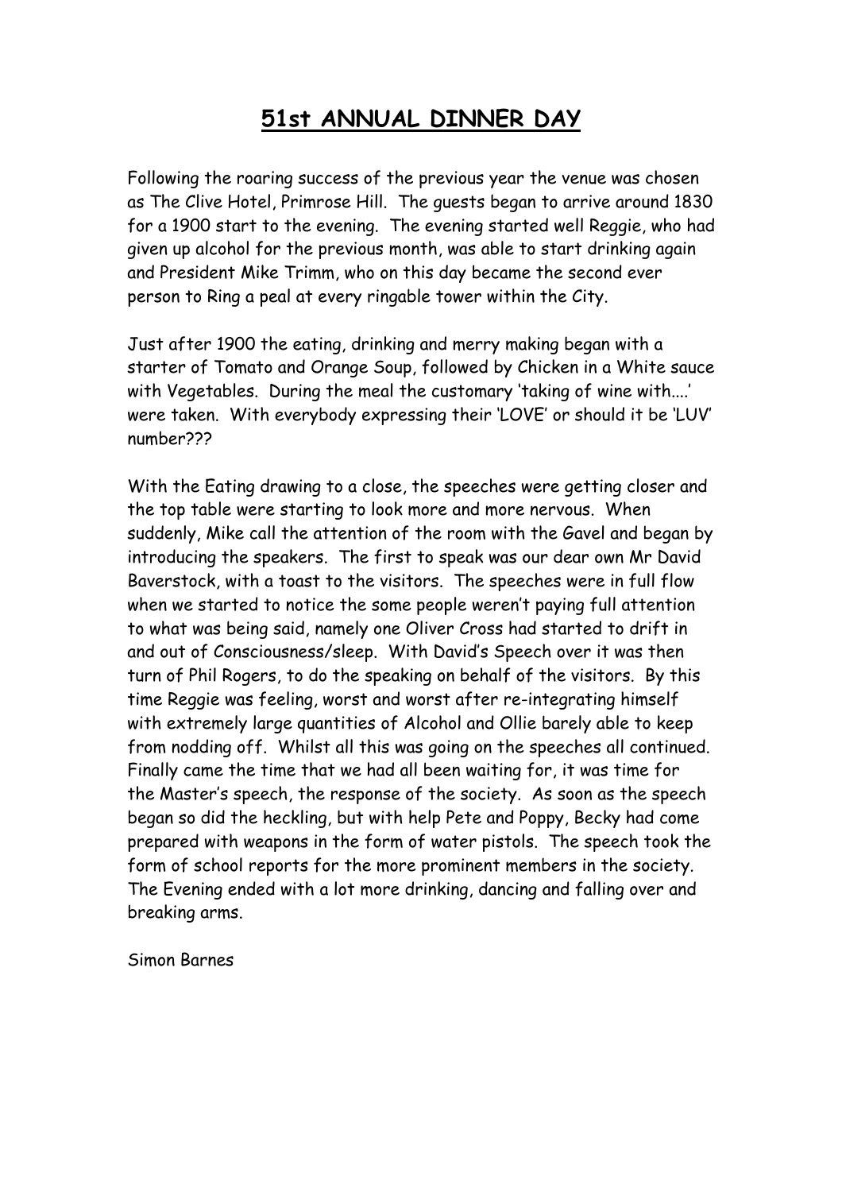# 51st ANNUAL DINNER DAY

Following the roaring success of the previous year the venue was chosen as The Clive Hotel, Primrose Hill. The guests began to arrive around 1830 for a 1900 start to the evening. The evening started well Reggie, who had given up alcohol for the previous month, was able to start drinking again and President Mike Trimm, who on this day became the second ever person to Ring a peal at every ringable tower within the City.

Just after 1900 the eating, drinking and merry making began with a starter of Tomato and Orange Soup, followed by Chicken in a White sauce with Vegetables. During the meal the customary 'taking of wine with....' were taken. With everybody expressing their 'LOVE' or should it be 'LUV' number???

With the Eating drawing to a close, the speeches were getting closer and the top table were starting to look more and more nervous. When suddenly, Mike call the attention of the room with the Gavel and began by introducing the speakers. The first to speak was our dear own Mr David Baverstock, with a toast to the visitors. The speeches were in full flow when we started to notice the some people weren't paying full attention to what was being said, namely one Oliver Cross had started to drift in and out of Consciousness/sleep. With David's Speech over it was then turn of Phil Rogers, to do the speaking on behalf of the visitors. By this time Reggie was feeling, worst and worst after re-integrating himself with extremely large quantities of Alcohol and Ollie barely able to keep from nodding off. Whilst all this was going on the speeches all continued. Finally came the time that we had all been waiting for, it was time for the Master's speech, the response of the society. As soon as the speech began so did the heckling, but with help Pete and Poppy, Becky had come prepared with weapons in the form of water pistols. The speech took the form of school reports for the more prominent members in the society. The Evening ended with a lot more drinking, dancing and falling over and breaking arms.

Simon Barnes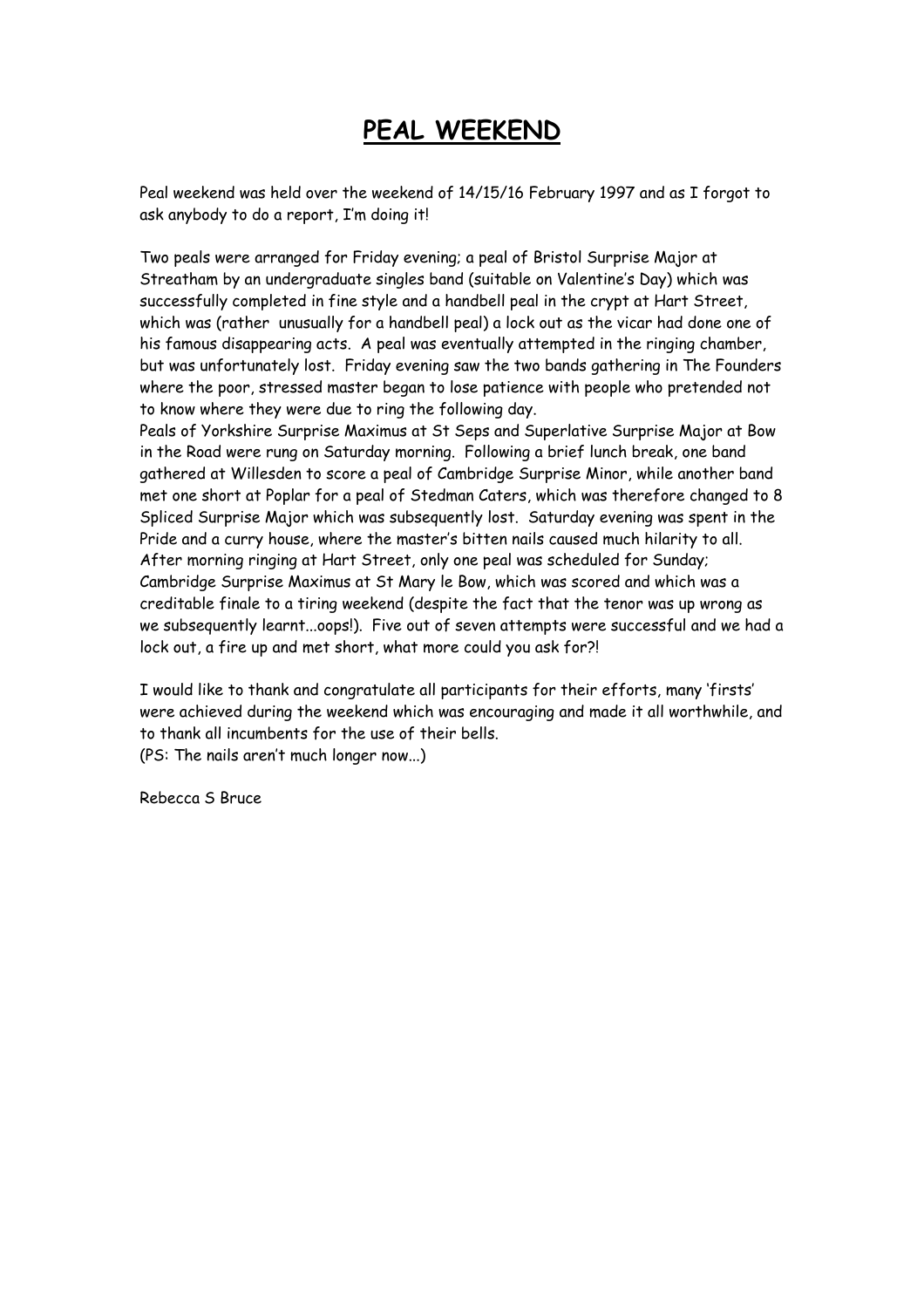# PEAL WEEKEND

Peal weekend was held over the weekend of 14/15/16 February 1997 and as I forgot to ask anybody to do a report, I'm doing it!

Two peals were arranged for Friday evening; a peal of Bristol Surprise Major at Streatham by an undergraduate singles band (suitable on Valentine's Day) which was successfully completed in fine style and a handbell peal in the crypt at Hart Street, which was (rather unusually for a handbell peal) a lock out as the vicar had done one of his famous disappearing acts. A peal was eventually attempted in the ringing chamber, but was unfortunately lost. Friday evening saw the two bands gathering in The Founders where the poor, stressed master began to lose patience with people who pretended not to know where they were due to ring the following day.
Peals of Yorkshire Surprise Maximus at St Seps and Superlative Surprise Major at Bow in the Road were rung on Saturday morning. Following a brief lunch break, one band gathered at Willesden to score a peal of Cambridge Surprise Minor, while another band met one short at Poplar for a peal of Stedman Caters, which was therefore changed to 8 Spliced Surprise Major which was subsequently lost. Saturday evening was spent in the Pride and a curry house, where the master's bitten nails caused much hilarity to all.
After morning ringing at Hart Street, only one peal was scheduled for Sunday; Cambridge Surprise Maximus at St Mary le Bow, which was scored and which was a creditable finale to a tiring weekend (despite the fact that the tenor was up wrong as we subsequently learnt...oops!). Five out of seven attempts were successful and we had a lock out, a fire up and met short, what more could you ask for?!

I would like to thank and congratulate all participants for their efforts, many 'firsts' were achieved during the weekend which was encouraging and made it all worthwhile, and to thank all incumbents for the use of their bells.
(PS: The nails aren't much longer now...)

Rebecca S Bruce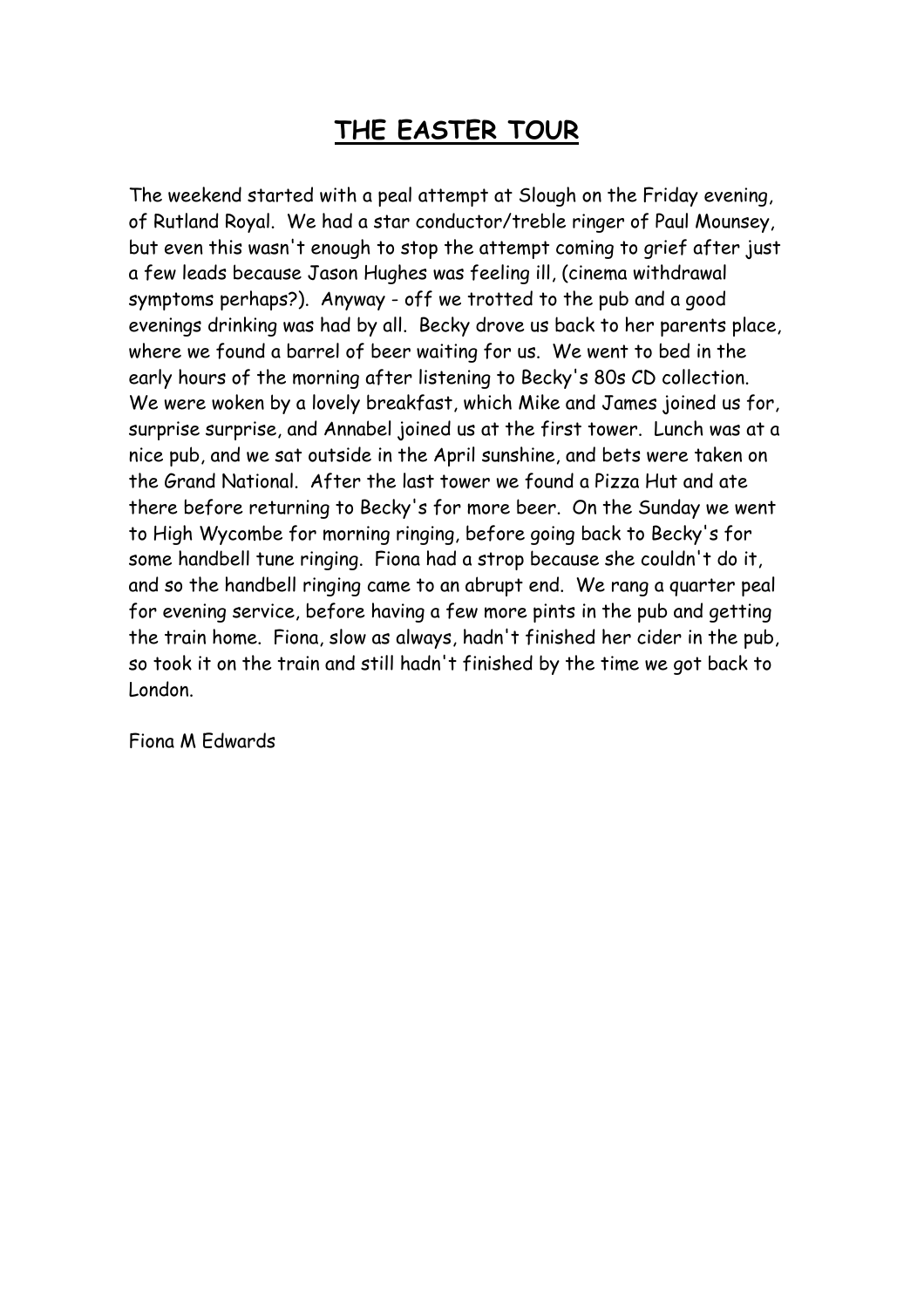# THE EASTER TOUR

The weekend started with a peal attempt at Slough on the Friday evening, of Rutland Royal. We had a star conductor/treble ringer of Paul Mounsey, but even this wasn't enough to stop the attempt coming to grief after just a few leads because Jason Hughes was feeling ill, (cinema withdrawal symptoms perhaps?). Anyway - off we trotted to the pub and a good evenings drinking was had by all. Becky drove us back to her parents place, where we found a barrel of beer waiting for us. We went to bed in the early hours of the morning after listening to Becky's 80s CD collection. We were woken by a lovely breakfast, which Mike and James joined us for, surprise surprise, and Annabel joined us at the first tower. Lunch was at a nice pub, and we sat outside in the April sunshine, and bets were taken on the Grand National. After the last tower we found a Pizza Hut and ate there before returning to Becky's for more beer. On the Sunday we went to High Wycombe for morning ringing, before going back to Becky's for some handbell tune ringing. Fiona had a strop because she couldn't do it, and so the handbell ringing came to an abrupt end. We rang a quarter peal for evening service, before having a few more pints in the pub and getting the train home. Fiona, slow as always, hadn't finished her cider in the pub, so took it on the train and still hadn't finished by the time we got back to London.

Fiona M Edwards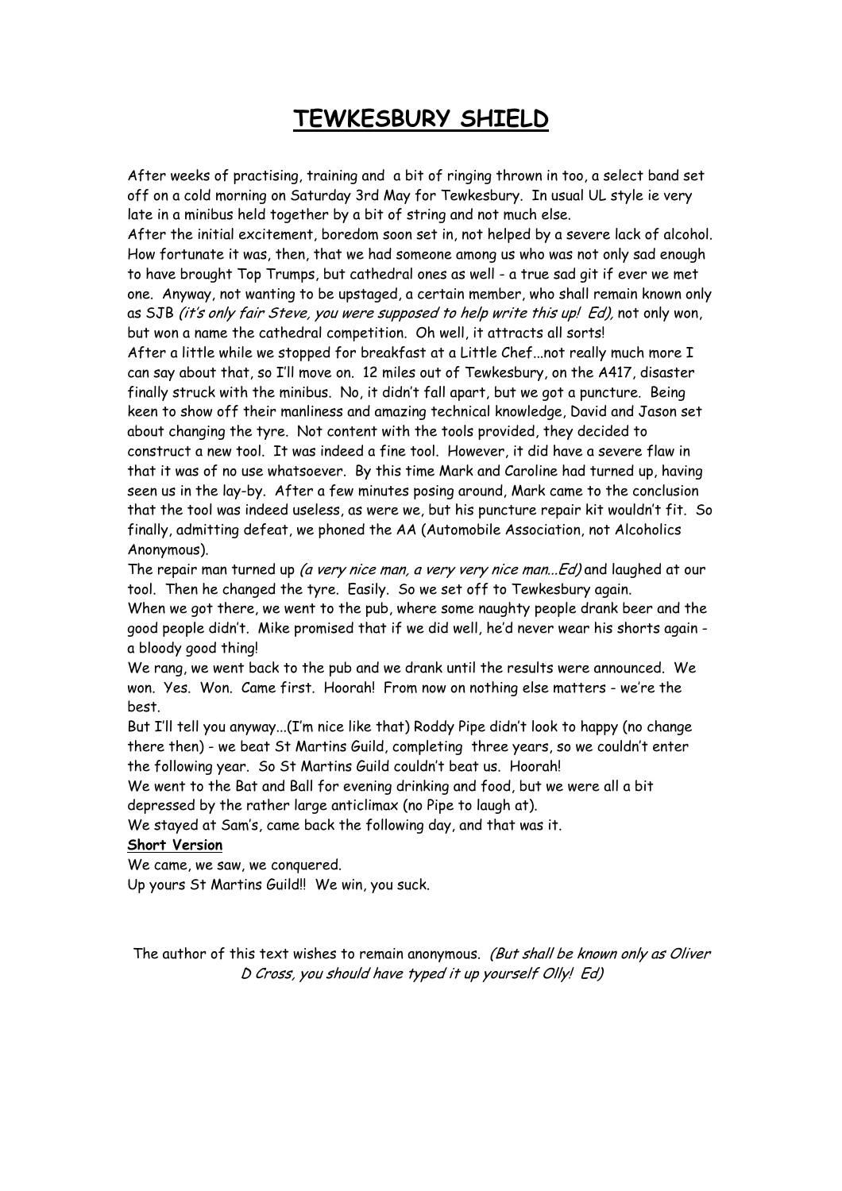# TEWKESBURY SHIELD

After weeks of practising, training and a bit of ringing thrown in too, a select band set off on a cold morning on Saturday 3rd May for Tewkesbury. In usual UL style ie very late in a minibus held together by a bit of string and not much else.

After the initial excitement, boredom soon set in, not helped by a severe lack of alcohol. How fortunate it was, then, that we had someone among us who was not only sad enough to have brought Top Trumps, but cathedral ones as well - a true sad git if ever we met one. Anyway, not wanting to be upstaged, a certain member, who shall remain known only as SJB *(it's only fair Steve, you were supposed to help write this up! Ed),* not only won, but won a name the cathedral competition. Oh well, it attracts all sorts!

After a little while we stopped for breakfast at a Little Chef...not really much more I can say about that, so I'll move on. 12 miles out of Tewkesbury, on the A417, disaster finally struck with the minibus. No, it didn't fall apart, but we got a puncture. Being keen to show off their manliness and amazing technical knowledge, David and Jason set about changing the tyre. Not content with the tools provided, they decided to construct a new tool. It was indeed a fine tool. However, it did have a severe flaw in that it was of no use whatsoever. By this time Mark and Caroline had turned up, having seen us in the lay-by. After a few minutes posing around, Mark came to the conclusion that the tool was indeed useless, as were we, but his puncture repair kit wouldn't fit. So finally, admitting defeat, we phoned the AA (Automobile Association, not Alcoholics Anonymous).

The repair man turned up *(a very nice man, a very very nice man...Ed)* and laughed at our tool. Then he changed the tyre. Easily. So we set off to Tewkesbury again.

When we got there, we went to the pub, where some naughty people drank beer and the good people didn't. Mike promised that if we did well, he'd never wear his shorts again - a bloody good thing!

We rang, we went back to the pub and we drank until the results were announced. We won. Yes. Won. Came first. Hoorah! From now on nothing else matters - we're the best.

But I'll tell you anyway...(I'm nice like that) Roddy Pipe didn't look to happy (no change there then) - we beat St Martins Guild, completing three years, so we couldn't enter the following year. So St Martins Guild couldn't beat us. Hoorah!

We went to the Bat and Ball for evening drinking and food, but we were all a bit depressed by the rather large anticlimax (no Pipe to laugh at).

We stayed at Sam's, came back the following day, and that was it.

**Short Version**

We came, we saw, we conquered.

Up yours St Martins Guild!! We win, you suck.

The author of this text wishes to remain anonymous. *(But shall be known only as Oliver D Cross, you should have typed it up yourself Olly! Ed)*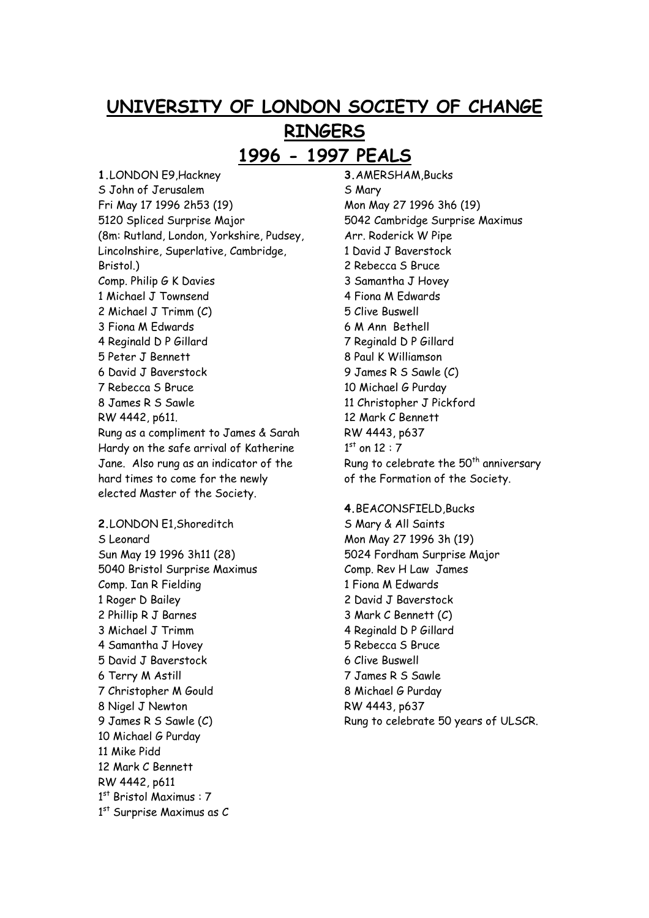# UNIVERSITY OF LONDON SOCIETY OF CHANGE RINGERS

# 1996 - 1997 PEALS

**1.** LONDON E9,Hackney
S John of Jerusalem
Fri May 17 1996 2h53 (19)
5120 Spliced Surprise Major
(8m: Rutland, London, Yorkshire, Pudsey, Lincolnshire, Superlative, Cambridge, Bristol.)
Comp. Philip G K Davies
1 Michael J Townsend
2 Michael J Trimm (C)
3 Fiona M Edwards
4 Reginald D P Gillard
5 Peter J Bennett
6 David J Baverstock
7 Rebecca S Bruce
8 James R S Sawle
RW 4442, p611.
Rung as a compliment to James & Sarah Hardy on the safe arrival of Katherine Jane. Also rung as an indicator of the hard times to come for the newly elected Master of the Society.

**2.** LONDON E1,Shoreditch
S Leonard
Sun May 19 1996 3h11 (28)
5040 Bristol Surprise Maximus
Comp. Ian R Fielding
1 Roger D Bailey
2 Phillip R J Barnes
3 Michael J Trimm
4 Samantha J Hovey
5 David J Baverstock
6 Terry M Astill
7 Christopher M Gould
8 Nigel J Newton
9 James R S Sawle (C)
10 Michael G Purday
11 Mike Pidd
12 Mark C Bennett
RW 4442, p611
1st Bristol Maximus : 7
1st Surprise Maximus as C

**3.** AMERSHAM,Bucks
S Mary
Mon May 27 1996 3h6 (19)
5042 Cambridge Surprise Maximus
Arr. Roderick W Pipe
1 David J Baverstock
2 Rebecca S Bruce
3 Samantha J Hovey
4 Fiona M Edwards
5 Clive Buswell
6 M Ann Bethell
7 Reginald D P Gillard
8 Paul K Williamson
9 James R S Sawle (C)
10 Michael G Purday
11 Christopher J Pickford
12 Mark C Bennett
RW 4443, p637
1st on 12 : 7
Rung to celebrate the 50th anniversary of the Formation of the Society.

**4.** BEACONSFIELD,Bucks
S Mary & All Saints
Mon May 27 1996 3h (19)
5024 Fordham Surprise Major
Comp. Rev H Law James
1 Fiona M Edwards
2 David J Baverstock
3 Mark C Bennett (C)
4 Reginald D P Gillard
5 Rebecca S Bruce
6 Clive Buswell
7 James R S Sawle
8 Michael G Purday
RW 4443, p637
Rung to celebrate 50 years of ULSCR.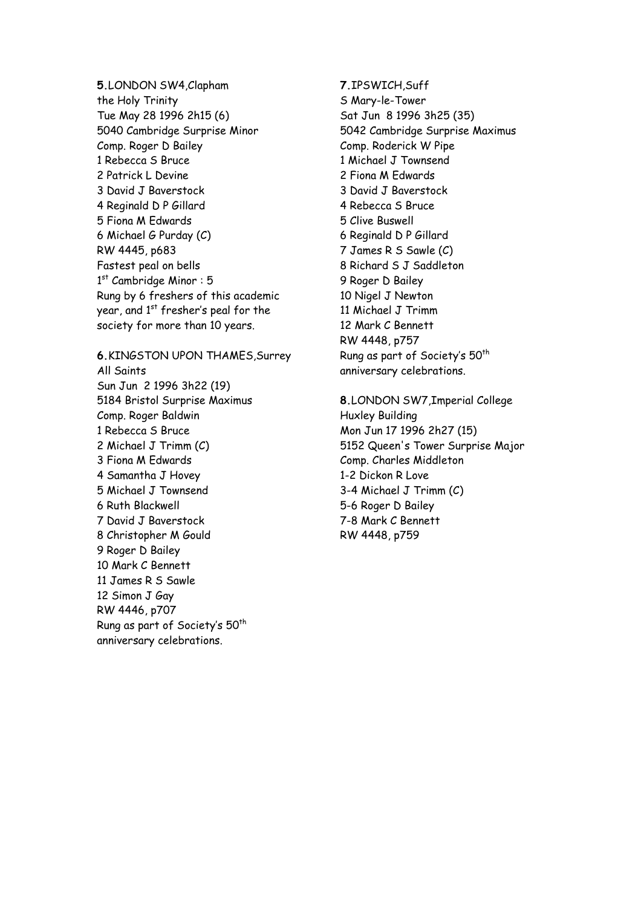**5**.LONDON SW4,Clapham
the Holy Trinity
Tue May 28 1996 2h15 (6)
5040 Cambridge Surprise Minor
Comp. Roger D Bailey
1 Rebecca S Bruce
2 Patrick L Devine
3 David J Baverstock
4 Reginald D P Gillard
5 Fiona M Edwards
6 Michael G Purday (C)
RW 4445, p683
Fastest peal on bells
1st Cambridge Minor : 5
Rung by 6 freshers of this academic year, and 1st fresher's peal for the society for more than 10 years.

**6**.KINGSTON UPON THAMES,Surrey
All Saints
Sun Jun 2 1996 3h22 (19)
5184 Bristol Surprise Maximus
Comp. Roger Baldwin
1 Rebecca S Bruce
2 Michael J Trimm (C)
3 Fiona M Edwards
4 Samantha J Hovey
5 Michael J Townsend
6 Ruth Blackwell
7 David J Baverstock
8 Christopher M Gould
9 Roger D Bailey
10 Mark C Bennett
11 James R S Sawle
12 Simon J Gay
RW 4446, p707
Rung as part of Society's 50th anniversary celebrations.

**7**.IPSWICH,Suff
S Mary-le-Tower
Sat Jun 8 1996 3h25 (35)
5042 Cambridge Surprise Maximus
Comp. Roderick W Pipe
1 Michael J Townsend
2 Fiona M Edwards
3 David J Baverstock
4 Rebecca S Bruce
5 Clive Buswell
6 Reginald D P Gillard
7 James R S Sawle (C)
8 Richard S J Saddleton
9 Roger D Bailey
10 Nigel J Newton
11 Michael J Trimm
12 Mark C Bennett
RW 4448, p757
Rung as part of Society's 50th anniversary celebrations.

**8**.LONDON SW7,Imperial College
Huxley Building
Mon Jun 17 1996 2h27 (15)
5152 Queen's Tower Surprise Major
Comp. Charles Middleton
1-2 Dickon R Love
3-4 Michael J Trimm (C)
5-6 Roger D Bailey
7-8 Mark C Bennett
RW 4448, p759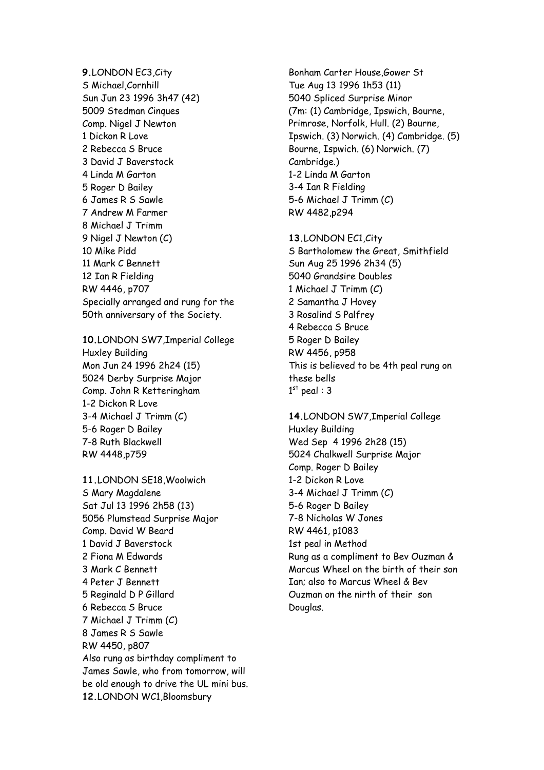**9.**LONDON EC3,City
S Michael,Cornhill
Sun Jun 23 1996 3h47 (42)
5009 Stedman Cinques
Comp. Nigel J Newton
1 Dickon R Love
2 Rebecca S Bruce
3 David J Baverstock
4 Linda M Garton
5 Roger D Bailey
6 James R S Sawle
7 Andrew M Farmer
8 Michael J Trimm
9 Nigel J Newton (C)
10 Mike Pidd
11 Mark C Bennett
12 Ian R Fielding
RW 4446, p707
Specially arranged and rung for the 50th anniversary of the Society.

**10.**LONDON SW7,Imperial College
Huxley Building
Mon Jun 24 1996 2h24 (15)
5024 Derby Surprise Major
Comp. John R Ketteringham
1-2 Dickon R Love
3-4 Michael J Trimm (C)
5-6 Roger D Bailey
7-8 Ruth Blackwell
RW 4448,p759

**11.**LONDON SE18,Woolwich
S Mary Magdalene
Sat Jul 13 1996 2h58 (13)
5056 Plumstead Surprise Major
Comp. David W Beard
1 David J Baverstock
2 Fiona M Edwards
3 Mark C Bennett
4 Peter J Bennett
5 Reginald D P Gillard
6 Rebecca S Bruce
7 Michael J Trimm (C)
8 James R S Sawle
RW 4450, p807
Also rung as birthday compliment to James Sawle, who from tomorrow, will be old enough to drive the UL mini bus.

**12.**LONDON WC1,Bloomsbury
Bonham Carter House,Gower St
Tue Aug 13 1996 1h53 (11)
5040 Spliced Surprise Minor
(7m: (1) Cambridge, Ipswich, Bourne, Primrose, Norfolk, Hull. (2) Bourne, Ipswich. (3) Norwich. (4) Cambridge. (5) Bourne, Ispwich. (6) Norwich. (7) Cambridge.)
1-2 Linda M Garton
3-4 Ian R Fielding
5-6 Michael J Trimm (C)
RW 4482,p294

**13.**LONDON EC1,City
S Bartholomew the Great, Smithfield
Sun Aug 25 1996 2h34 (5)
5040 Grandsire Doubles
1 Michael J Trimm (C)
2 Samantha J Hovey
3 Rosalind S Palfrey
4 Rebecca S Bruce
5 Roger D Bailey
RW 4456, p958
This is believed to be 4th peal rung on these bells
1st peal : 3

**14.**LONDON SW7,Imperial College
Huxley Building
Wed Sep 4 1996 2h28 (15)
5024 Chalkwell Surprise Major
Comp. Roger D Bailey
1-2 Dickon R Love
3-4 Michael J Trimm (C)
5-6 Roger D Bailey
7-8 Nicholas W Jones
RW 4461, p1083
1st peal in Method
Rung as a compliment to Bev Ouzman & Marcus Wheel on the birth of their son Ian; also to Marcus Wheel & Bev Ouzman on the nirth of their son Douglas.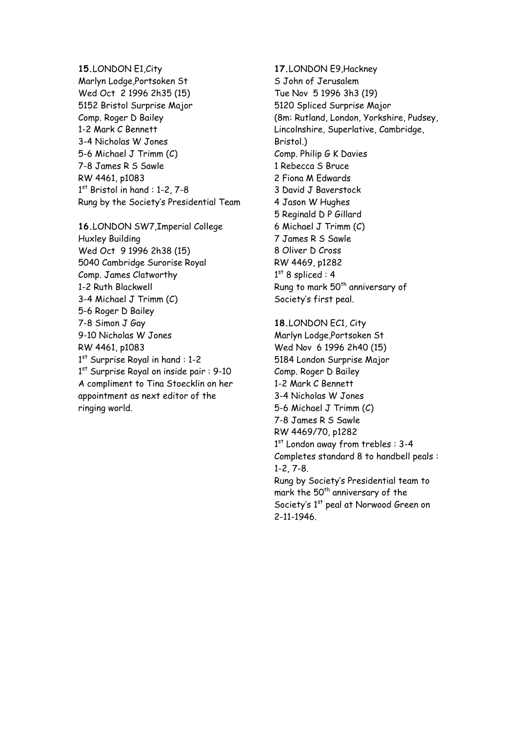**15**.LONDON E1,City
Marlyn Lodge,Portsoken St
Wed Oct 2 1996 2h35 (15)
5152 Bristol Surprise Major
Comp. Roger D Bailey
1-2 Mark C Bennett
3-4 Nicholas W Jones
5-6 Michael J Trimm (C)
7-8 James R S Sawle
RW 4461, p1083
1st Bristol in hand : 1-2, 7-8
Rung by the Society's Presidential Team

**16**.LONDON SW7,Imperial College
Huxley Building
Wed Oct 9 1996 2h38 (15)
5040 Cambridge Surorise Royal
Comp. James Clatworthy
1-2 Ruth Blackwell
3-4 Michael J Trimm (C)
5-6 Roger D Bailey
7-8 Simon J Gay
9-10 Nicholas W Jones
RW 4461, p1083
1st Surprise Royal in hand : 1-2
1st Surprise Royal on inside pair : 9-10
A compliment to Tina Stoecklin on her appointment as next editor of the ringing world.

**17**.LONDON E9,Hackney
S John of Jerusalem
Tue Nov 5 1996 3h3 (19)
5120 Spliced Surprise Major
(8m: Rutland, London, Yorkshire, Pudsey, Lincolnshire, Superlative, Cambridge, Bristol.)
Comp. Philip G K Davies
1 Rebecca S Bruce
2 Fiona M Edwards
3 David J Baverstock
4 Jason W Hughes
5 Reginald D P Gillard
6 Michael J Trimm (C)
7 James R S Sawle
8 Oliver D Cross
RW 4469, p1282
1st 8 spliced : 4
Rung to mark 50th anniversary of Society's first peal.

**18**.LONDON EC1, City
Marlyn Lodge,Portsoken St
Wed Nov 6 1996 2h40 (15)
5184 London Surprise Major
Comp. Roger D Bailey
1-2 Mark C Bennett
3-4 Nicholas W Jones
5-6 Michael J Trimm (C)
7-8 James R S Sawle
RW 4469/70, p1282
1st London away from trebles : 3-4
Completes standard 8 to handbell peals : 1-2, 7-8.
Rung by Society's Presidential team to mark the 50th anniversary of the Society's 1st peal at Norwood Green on 2-11-1946.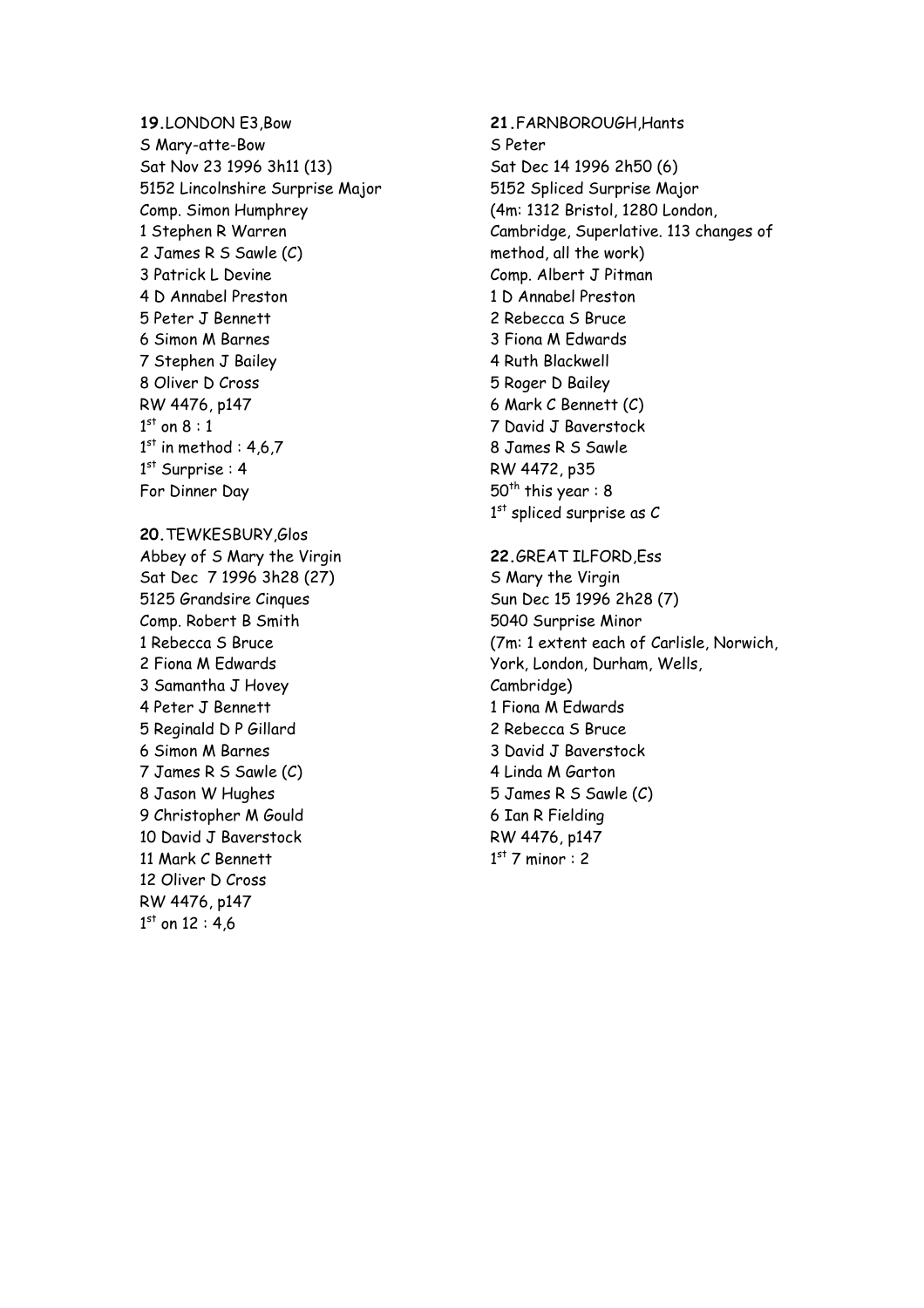**19.**LONDON E3,Bow
S Mary-atte-Bow
Sat Nov 23 1996 3h11 (13)
5152 Lincolnshire Surprise Major
Comp. Simon Humphrey
1 Stephen R Warren
2 James R S Sawle (C)
3 Patrick L Devine
4 D Annabel Preston
5 Peter J Bennett
6 Simon M Barnes
7 Stephen J Bailey
8 Oliver D Cross
RW 4476, p147
1st on 8 : 1
1st in method : 4,6,7
1st Surprise : 4
For Dinner Day

**20.**TEWKESBURY,Glos
Abbey of S Mary the Virgin
Sat Dec 7 1996 3h28 (27)
5125 Grandsire Cinques
Comp. Robert B Smith
1 Rebecca S Bruce
2 Fiona M Edwards
3 Samantha J Hovey
4 Peter J Bennett
5 Reginald D P Gillard
6 Simon M Barnes
7 James R S Sawle (C)
8 Jason W Hughes
9 Christopher M Gould
10 David J Baverstock
11 Mark C Bennett
12 Oliver D Cross
RW 4476, p147
1st on 12 : 4,6

**21.**FARNBOROUGH,Hants
S Peter
Sat Dec 14 1996 2h50 (6)
5152 Spliced Surprise Major
(4m: 1312 Bristol, 1280 London, Cambridge, Superlative. 113 changes of method, all the work)
Comp. Albert J Pitman
1 D Annabel Preston
2 Rebecca S Bruce
3 Fiona M Edwards
4 Ruth Blackwell
5 Roger D Bailey
6 Mark C Bennett (C)
7 David J Baverstock
8 James R S Sawle
RW 4472, p35
50th this year : 8
1st spliced surprise as C

**22.**GREAT ILFORD,Ess
S Mary the Virgin
Sun Dec 15 1996 2h28 (7)
5040 Surprise Minor
(7m: 1 extent each of Carlisle, Norwich, York, London, Durham, Wells, Cambridge)
1 Fiona M Edwards
2 Rebecca S Bruce
3 David J Baverstock
4 Linda M Garton
5 James R S Sawle (C)
6 Ian R Fielding
RW 4476, p147
1st 7 minor : 2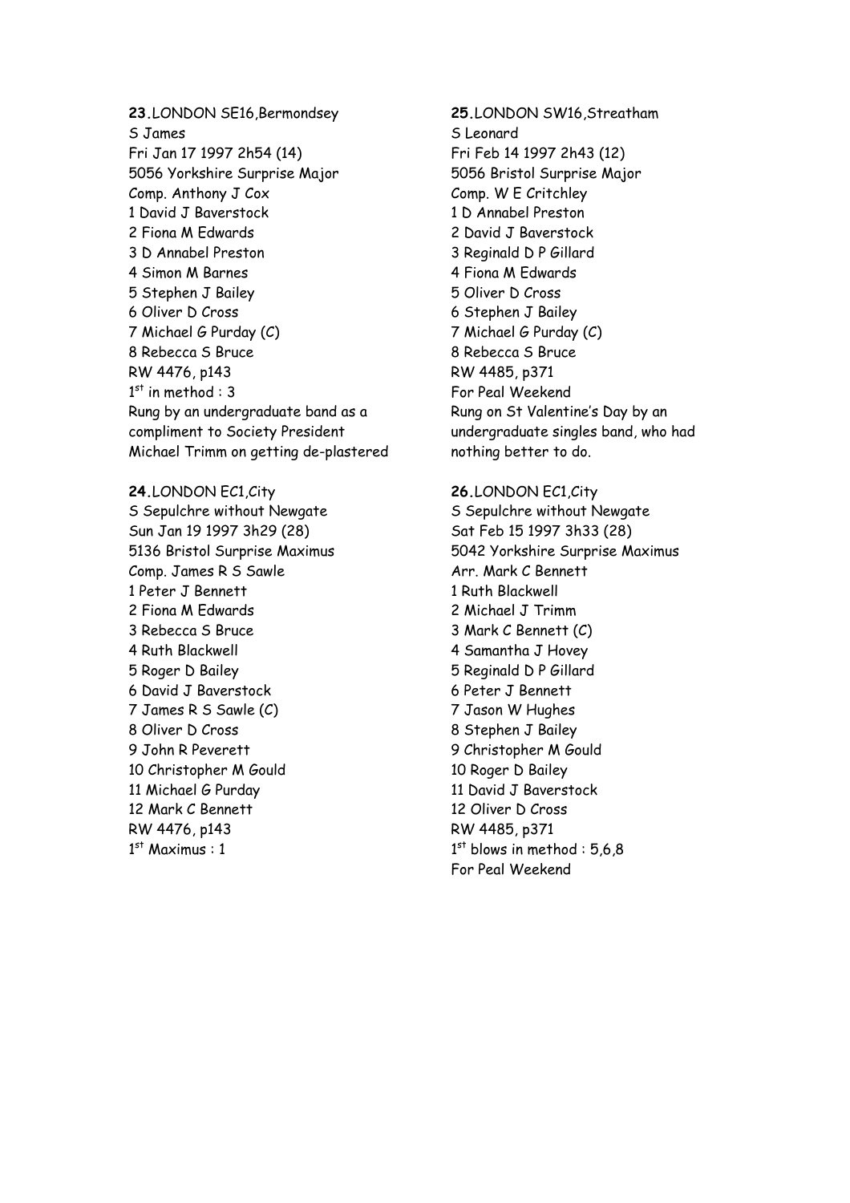**23.** LONDON SE16, Bermondsey
S James
Fri Jan 17 1997 2h54 (14)
5056 Yorkshire Surprise Major
Comp. Anthony J Cox
1 David J Baverstock
2 Fiona M Edwards
3 D Annabel Preston
4 Simon M Barnes
5 Stephen J Bailey
6 Oliver D Cross
7 Michael G Purday (C)
8 Rebecca S Bruce
RW 4476, p143
1st in method : 3
Rung by an undergraduate band as a compliment to Society President Michael Trimm on getting de-plastered

**24.** LONDON EC1, City
S Sepulchre without Newgate
Sun Jan 19 1997 3h29 (28)
5136 Bristol Surprise Maximus
Comp. James R S Sawle
1 Peter J Bennett
2 Fiona M Edwards
3 Rebecca S Bruce
4 Ruth Blackwell
5 Roger D Bailey
6 David J Baverstock
7 James R S Sawle (C)
8 Oliver D Cross
9 John R Peverett
10 Christopher M Gould
11 Michael G Purday
12 Mark C Bennett
RW 4476, p143
1st Maximus : 1

**25.** LONDON SW16, Streatham
S Leonard
Fri Feb 14 1997 2h43 (12)
5056 Bristol Surprise Major
Comp. W E Critchley
1 D Annabel Preston
2 David J Baverstock
3 Reginald D P Gillard
4 Fiona M Edwards
5 Oliver D Cross
6 Stephen J Bailey
7 Michael G Purday (C)
8 Rebecca S Bruce
RW 4485, p371
For Peal Weekend
Rung on St Valentine's Day by an undergraduate singles band, who had nothing better to do.

**26.** LONDON EC1, City
S Sepulchre without Newgate
Sat Feb 15 1997 3h33 (28)
5042 Yorkshire Surprise Maximus
Arr. Mark C Bennett
1 Ruth Blackwell
2 Michael J Trimm
3 Mark C Bennett (C)
4 Samantha J Hovey
5 Reginald D P Gillard
6 Peter J Bennett
7 Jason W Hughes
8 Stephen J Bailey
9 Christopher M Gould
10 Roger D Bailey
11 David J Baverstock
12 Oliver D Cross
RW 4485, p371
1st blows in method : 5,6,8
For Peal Weekend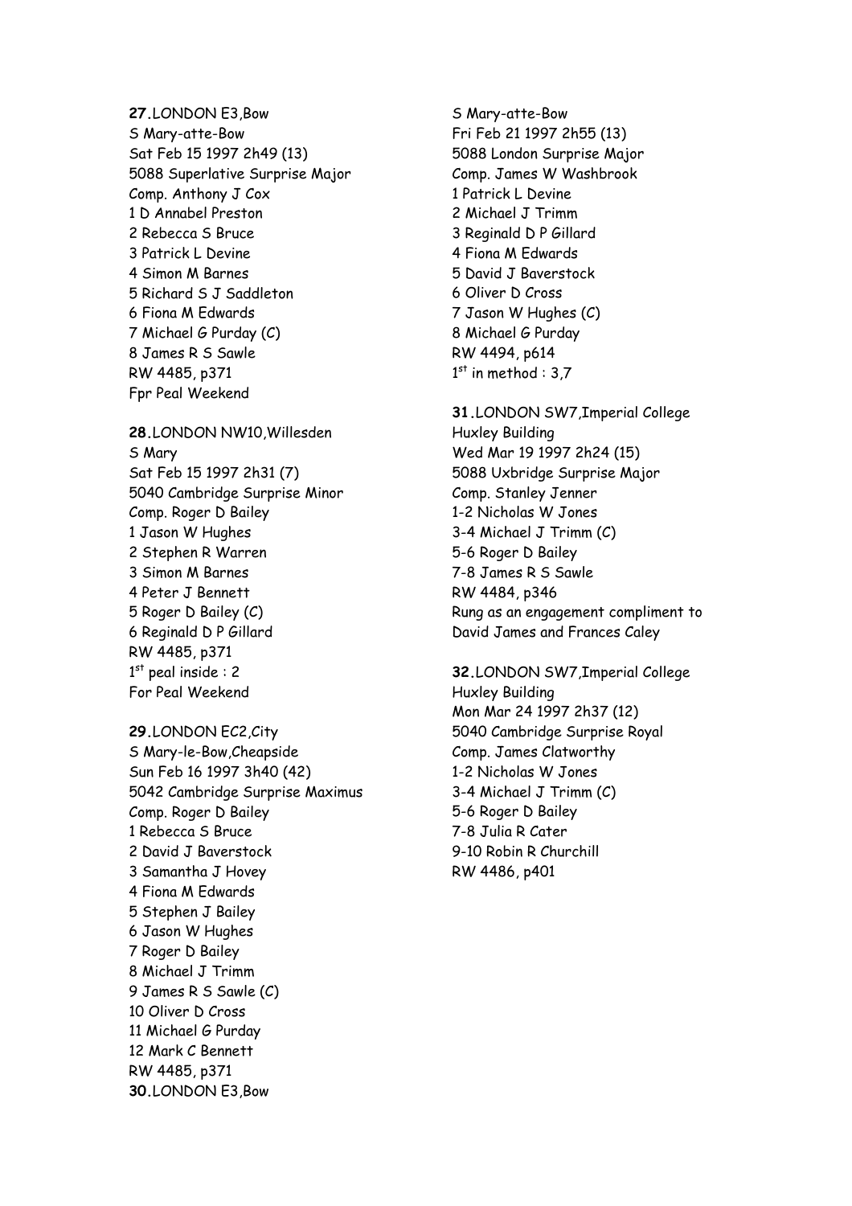**27.**LONDON E3,Bow
S Mary-atte-Bow
Sat Feb 15 1997 2h49 (13)
5088 Superlative Surprise Major
Comp. Anthony J Cox
1 D Annabel Preston
2 Rebecca S Bruce
3 Patrick L Devine
4 Simon M Barnes
5 Richard S J Saddleton
6 Fiona M Edwards
7 Michael G Purday (C)
8 James R S Sawle
RW 4485, p371
Fpr Peal Weekend

**28.**LONDON NW10,Willesden
S Mary
Sat Feb 15 1997 2h31 (7)
5040 Cambridge Surprise Minor
Comp. Roger D Bailey
1 Jason W Hughes
2 Stephen R Warren
3 Simon M Barnes
4 Peter J Bennett
5 Roger D Bailey (C)
6 Reginald D P Gillard
RW 4485, p371
1st peal inside : 2
For Peal Weekend

**29.**LONDON EC2,City
S Mary-le-Bow,Cheapside
Sun Feb 16 1997 3h40 (42)
5042 Cambridge Surprise Maximus
Comp. Roger D Bailey
1 Rebecca S Bruce
2 David J Baverstock
3 Samantha J Hovey
4 Fiona M Edwards
5 Stephen J Bailey
6 Jason W Hughes
7 Roger D Bailey
8 Michael J Trimm
9 James R S Sawle (C)
10 Oliver D Cross
11 Michael G Purday
12 Mark C Bennett
RW 4485, p371

**30.**LONDON E3,Bow
S Mary-atte-Bow
Fri Feb 21 1997 2h55 (13)
5088 London Surprise Major
Comp. James W Washbrook
1 Patrick L Devine
2 Michael J Trimm
3 Reginald D P Gillard
4 Fiona M Edwards
5 David J Baverstock
6 Oliver D Cross
7 Jason W Hughes (C)
8 Michael G Purday
RW 4494, p614
1st in method : 3,7

**31.**LONDON SW7,Imperial College
Huxley Building
Wed Mar 19 1997 2h24 (15)
5088 Uxbridge Surprise Major
Comp. Stanley Jenner
1-2 Nicholas W Jones
3-4 Michael J Trimm (C)
5-6 Roger D Bailey
7-8 James R S Sawle
RW 4484, p346
Rung as an engagement compliment to
David James and Frances Caley

**32.**LONDON SW7,Imperial College
Huxley Building
Mon Mar 24 1997 2h37 (12)
5040 Cambridge Surprise Royal
Comp. James Clatworthy
1-2 Nicholas W Jones
3-4 Michael J Trimm (C)
5-6 Roger D Bailey
7-8 Julia R Cater
9-10 Robin R Churchill
RW 4486, p401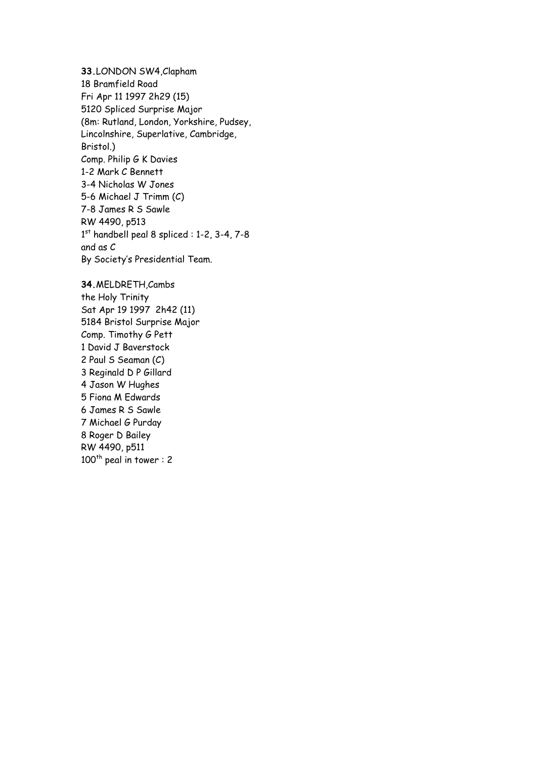**33.**LONDON SW4,Clapham
18 Bramfield Road
Fri Apr 11 1997 2h29 (15)
5120 Spliced Surprise Major
(8m: Rutland, London, Yorkshire, Pudsey,
Lincolnshire, Superlative, Cambridge,
Bristol.)
Comp. Philip G K Davies
1-2 Mark C Bennett
3-4 Nicholas W Jones
5-6 Michael J Trimm (C)
7-8 James R S Sawle
RW 4490, p513
1st handbell peal 8 spliced : 1-2, 3-4, 7-8
and as C
By Society's Presidential Team.

**34.**MELDRETH,Cambs
the Holy Trinity
Sat Apr 19 1997 2h42 (11)
5184 Bristol Surprise Major
Comp. Timothy G Pett
1 David J Baverstock
2 Paul S Seaman (C)
3 Reginald D P Gillard
4 Jason W Hughes
5 Fiona M Edwards
6 James R S Sawle
7 Michael G Purday
8 Roger D Bailey
RW 4490, p511
100th peal in tower : 2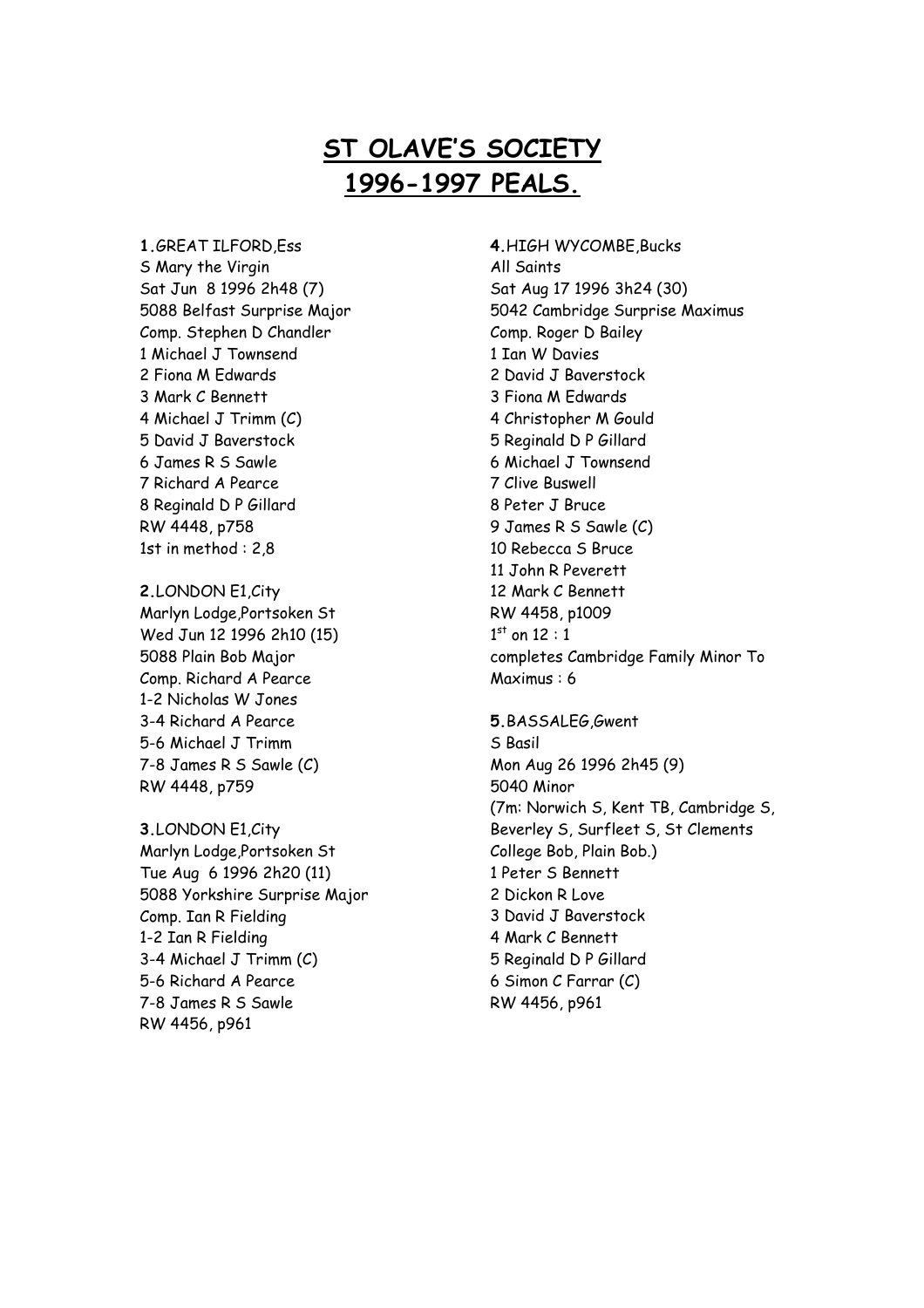# ST OLAVE'S SOCIETY
# 1996-1997 PEALS.

**1**.GREAT ILFORD,Ess
S Mary the Virgin
Sat Jun 8 1996 2h48 (7)
5088 Belfast Surprise Major
Comp. Stephen D Chandler
1 Michael J Townsend
2 Fiona M Edwards
3 Mark C Bennett
4 Michael J Trimm (C)
5 David J Baverstock
6 James R S Sawle
7 Richard A Pearce
8 Reginald D P Gillard
RW 4448, p758
1st in method : 2,8

**2**.LONDON E1,City
Marlyn Lodge,Portsoken St
Wed Jun 12 1996 2h10 (15)
5088 Plain Bob Major
Comp. Richard A Pearce
1-2 Nicholas W Jones
3-4 Richard A Pearce
5-6 Michael J Trimm
7-8 James R S Sawle (C)
RW 4448, p759

**3**.LONDON E1,City
Marlyn Lodge,Portsoken St
Tue Aug 6 1996 2h20 (11)
5088 Yorkshire Surprise Major
Comp. Ian R Fielding
1-2 Ian R Fielding
3-4 Michael J Trimm (C)
5-6 Richard A Pearce
7-8 James R S Sawle
RW 4456, p961

**4**.HIGH WYCOMBE,Bucks
All Saints
Sat Aug 17 1996 3h24 (30)
5042 Cambridge Surprise Maximus
Comp. Roger D Bailey
1 Ian W Davies
2 David J Baverstock
3 Fiona M Edwards
4 Christopher M Gould
5 Reginald D P Gillard
6 Michael J Townsend
7 Clive Buswell
8 Peter J Bruce
9 James R S Sawle (C)
10 Rebecca S Bruce
11 John R Peverett
12 Mark C Bennett
RW 4458, p1009
1st on 12 : 1
completes Cambridge Family Minor To Maximus : 6

**5**.BASSALEG,Gwent
S Basil
Mon Aug 26 1996 2h45 (9)
5040 Minor
(7m: Norwich S, Kent TB, Cambridge S, Beverley S, Surfleet S, St Clements College Bob, Plain Bob.)
1 Peter S Bennett
2 Dickon R Love
3 David J Baverstock
4 Mark C Bennett
5 Reginald D P Gillard
6 Simon C Farrar (C)
RW 4456, p961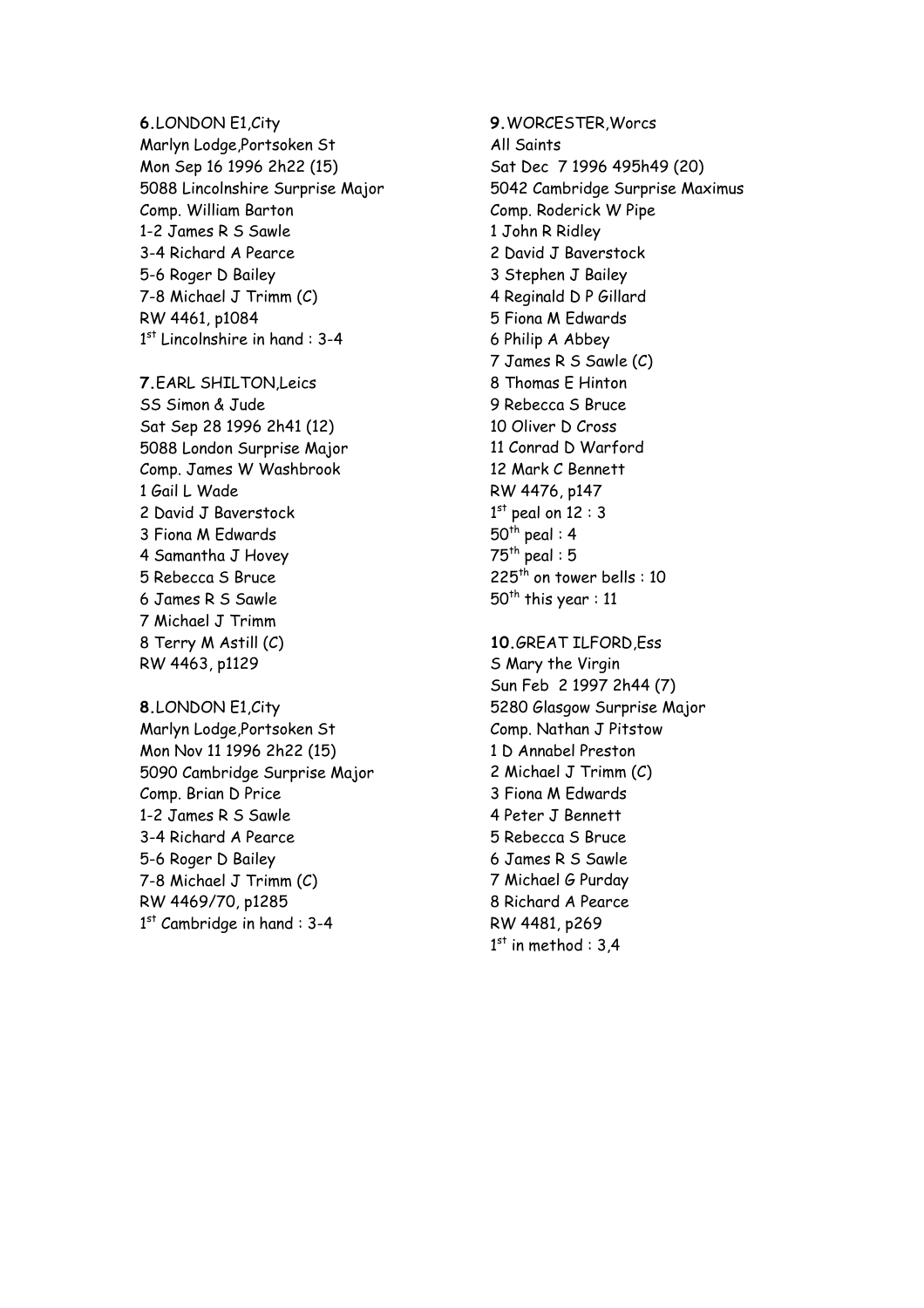**6**.LONDON E1,City
Marlyn Lodge,Portsoken St
Mon Sep 16 1996 2h22 (15)
5088 Lincolnshire Surprise Major
Comp. William Barton
1-2 James R S Sawle
3-4 Richard A Pearce
5-6 Roger D Bailey
7-8 Michael J Trimm (C)
RW 4461, p1084
1st Lincolnshire in hand : 3-4

**7**.EARL SHILTON,Leics
SS Simon & Jude
Sat Sep 28 1996 2h41 (12)
5088 London Surprise Major
Comp. James W Washbrook
1 Gail L Wade
2 David J Baverstock
3 Fiona M Edwards
4 Samantha J Hovey
5 Rebecca S Bruce
6 James R S Sawle
7 Michael J Trimm
8 Terry M Astill (C)
RW 4463, p1129

**8**.LONDON E1,City
Marlyn Lodge,Portsoken St
Mon Nov 11 1996 2h22 (15)
5090 Cambridge Surprise Major
Comp. Brian D Price
1-2 James R S Sawle
3-4 Richard A Pearce
5-6 Roger D Bailey
7-8 Michael J Trimm (C)
RW 4469/70, p1285
1st Cambridge in hand : 3-4

**9**.WORCESTER,Worcs
All Saints
Sat Dec 7 1996 495h49 (20)
5042 Cambridge Surprise Maximus
Comp. Roderick W Pipe
1 John R Ridley
2 David J Baverstock
3 Stephen J Bailey
4 Reginald D P Gillard
5 Fiona M Edwards
6 Philip A Abbey
7 James R S Sawle (C)
8 Thomas E Hinton
9 Rebecca S Bruce
10 Oliver D Cross
11 Conrad D Warford
12 Mark C Bennett
RW 4476, p147
1st peal on 12 : 3
50th peal : 4
75th peal : 5
225th on tower bells : 10
50th this year : 11

**10**.GREAT ILFORD,Ess
S Mary the Virgin
Sun Feb 2 1997 2h44 (7)
5280 Glasgow Surprise Major
Comp. Nathan J Pitstow
1 D Annabel Preston
2 Michael J Trimm (C)
3 Fiona M Edwards
4 Peter J Bennett
5 Rebecca S Bruce
6 James R S Sawle
7 Michael G Purday
8 Richard A Pearce
RW 4481, p269
1st in method : 3,4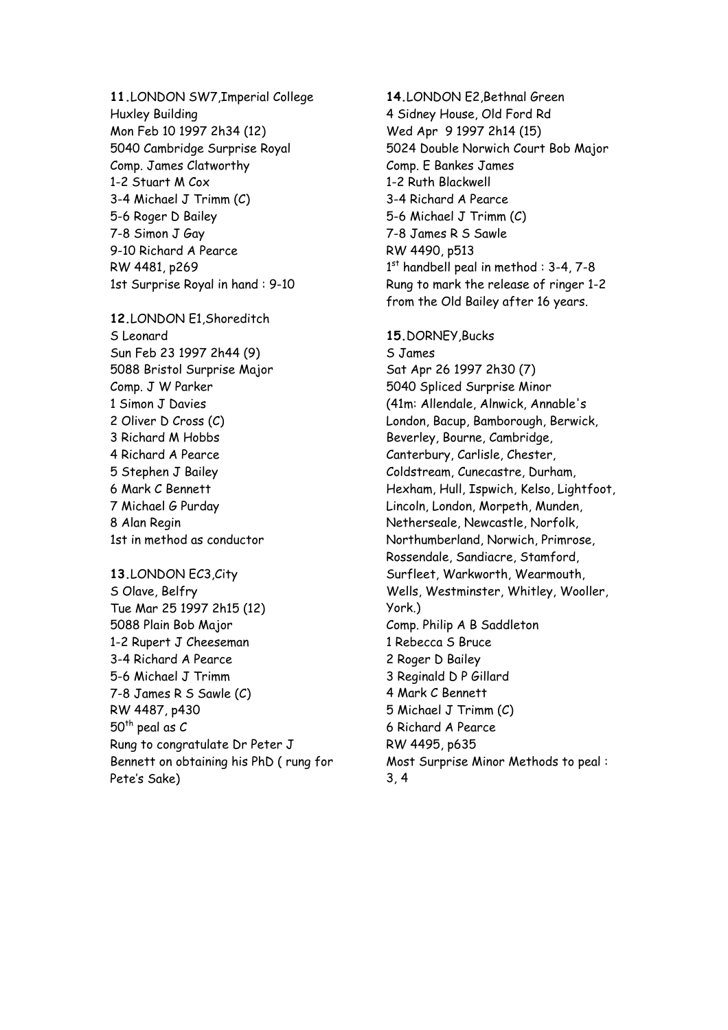**11**.LONDON SW7,Imperial College
Huxley Building
Mon Feb 10 1997 2h34 (12)
5040 Cambridge Surprise Royal
Comp. James Clatworthy
1-2 Stuart M Cox
3-4 Michael J Trimm (C)
5-6 Roger D Bailey
7-8 Simon J Gay
9-10 Richard A Pearce
RW 4481, p269
1st Surprise Royal in hand : 9-10

**12**.LONDON E1,Shoreditch
S Leonard
Sun Feb 23 1997 2h44 (9)
5088 Bristol Surprise Major
Comp. J W Parker
1 Simon J Davies
2 Oliver D Cross (C)
3 Richard M Hobbs
4 Richard A Pearce
5 Stephen J Bailey
6 Mark C Bennett
7 Michael G Purday
8 Alan Regin
1st in method as conductor

**13**.LONDON EC3,City
S Olave, Belfry
Tue Mar 25 1997 2h15 (12)
5088 Plain Bob Major
1-2 Rupert J Cheeseman
3-4 Richard A Pearce
5-6 Michael J Trimm
7-8 James R S Sawle (C)
RW 4487, p430
50th peal as C
Rung to congratulate Dr Peter J Bennett on obtaining his PhD ( rung for Pete's Sake)

**14**.LONDON E2,Bethnal Green
4 Sidney House, Old Ford Rd
Wed Apr 9 1997 2h14 (15)
5024 Double Norwich Court Bob Major
Comp. E Bankes James
1-2 Ruth Blackwell
3-4 Richard A Pearce
5-6 Michael J Trimm (C)
7-8 James R S Sawle
RW 4490, p513
1st handbell peal in method : 3-4, 7-8
Rung to mark the release of ringer 1-2 from the Old Bailey after 16 years.

**15**.DORNEY,Bucks
S James
Sat Apr 26 1997 2h30 (7)
5040 Spliced Surprise Minor
(41m: Allendale, Alnwick, Annable's London, Bacup, Bamborough, Berwick, Beverley, Bourne, Cambridge, Canterbury, Carlisle, Chester, Coldstream, Cunecastre, Durham, Hexham, Hull, Ispwich, Kelso, Lightfoot, Lincoln, London, Morpeth, Munden, Netherseale, Newcastle, Norfolk, Northumberland, Norwich, Primrose, Rossendale, Sandiacre, Stamford, Surfleet, Warkworth, Wearmouth, Wells, Westminster, Whitley, Wooller, York.)
Comp. Philip A B Saddleton
1 Rebecca S Bruce
2 Roger D Bailey
3 Reginald D P Gillard
4 Mark C Bennett
5 Michael J Trimm (C)
6 Richard A Pearce
RW 4495, p635
Most Surprise Minor Methods to peal : 3, 4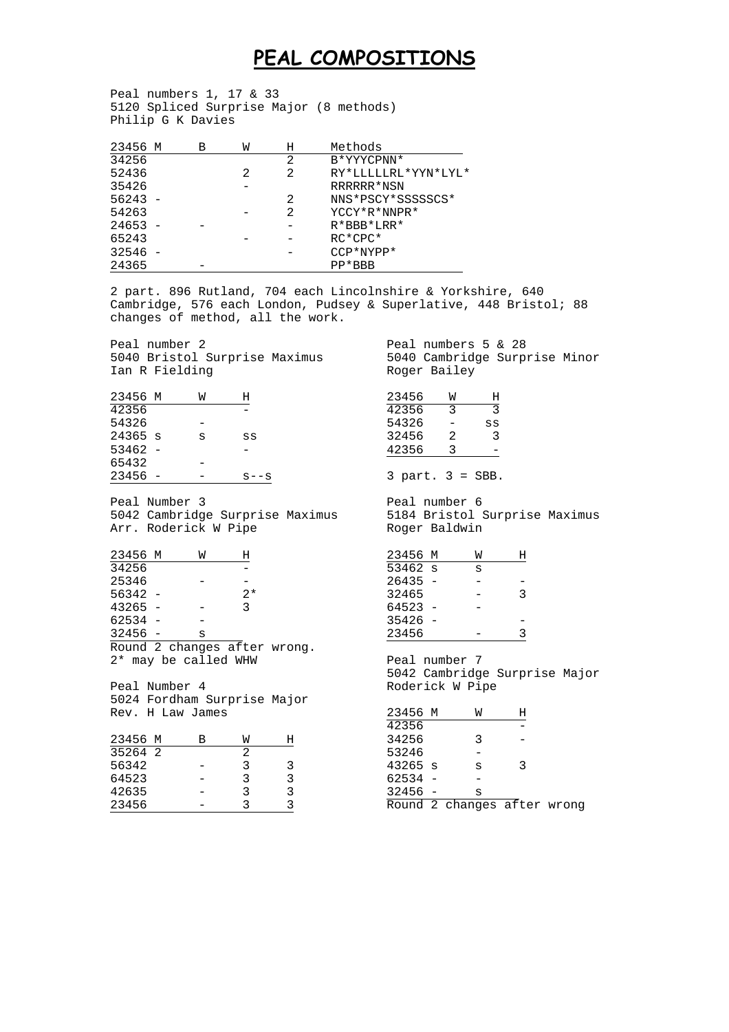# PEAL COMPOSITIONS

Peal numbers 1, 17 & 33
5120 Spliced Surprise Major (8 methods)
Philip G K Davies

| 23456 M | B | W | H | Methods |
|---|---|---|---|---|
| 34256 | | | 2 | B*YYYCPNN* |
| 52436 | | 2 | 2 | RY*LLLLLRL*YYN*LYL* |
| 35426 | | - | | RRRRRR*NSN |
| 56243 - | | | 2 | NNS*PSCY*SSSSSCS* |
| 54263 | | - | 2 | YCCY*R*NNPR* |
| 24653 - | - | | - | R*BBB*LRR* |
| 65243 | | - | - | RC*CPC* |
| 32546 - | | | - | CCP*NYPP* |
| 24365 | - | | | PP*BBB |

2 part. 896 Rutland, 704 each Lincolnshire & Yorkshire, 640 Cambridge, 576 each London, Pudsey & Superlative, 448 Bristol; 88 changes of method, all the work.

Peal number 2
5040 Bristol Surprise Maximus
Ian R Fielding

| 23456 M | W | H |
|---|---|---|
| 42356 | | - |
| 54326 | - | |
| 24365 s | s | ss |
| 53462 - | | - |
| 65432 | - | |
| 23456 - | - | s--s |

Peal Number 3
5042 Cambridge Surprise Maximus
Arr. Roderick W Pipe

| 23456 M | W | H |
|---|---|---|
| 34256 | | - |
| 25346 | - | - |
| 56342 - | | 2* |
| 43265 - | - | 3 |
| 62534 - | - | |
| 32456 - | s | |

Round 2 changes after wrong.
2* may be called WHW

Peal Number 4
5024 Fordham Surprise Major
Rev. H Law James

| 23456 M | B | W | H |
|---|---|---|---|
| 35264 2 | | 2 | |
| 56342 | - | 3 | 3 |
| 64523 | - | 3 | 3 |
| 42635 | - | 3 | 3 |
| 23456 | - | 3 | 3 |

Peal numbers 5 & 28
5040 Cambridge Surprise Minor
Roger Bailey

| 23456 | W | H |
|---|---|---|
| 42356 | 3 | 3 |
| 54326 | - | ss |
| 32456 | 2 | 3 |
| 42356 | 3 | - |

3 part. 3 = SBB.

Peal number 6
5184 Bristol Surprise Maximus
Roger Baldwin

| 23456 M | W | H |
|---|---|---|
| 53462 s | s | |
| 26435 - | - | - |
| 32465 | - | 3 |
| 64523 - | - | |
| 35426 - | | - |
| 23456 | - | 3 |

Peal number 7
5042 Cambridge Surprise Major
Roderick W Pipe

| 23456 M | W | H |
|---|---|---|
| 42356 | | - |
| 34256 | 3 | - |
| 53246 | - | |
| 43265 s | s | 3 |
| 62534 - | - | |
| 32456 - | s | |

Round 2 changes after wrong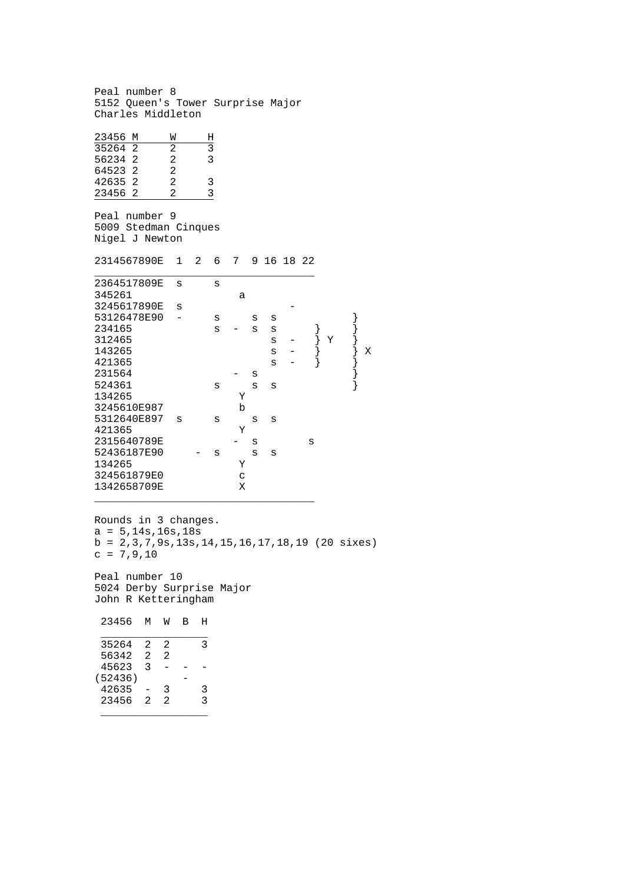Peal number 8
5152 Queen's Tower Surprise Major
Charles Middleton

| 23456 | M | W | H |
|---|---|---|---|
| 35264 | 2 | 2 | 3 |
| 56234 | 2 | 2 | 3 |
| 64523 | 2 | 2 | |
| 42635 | 2 | 2 | 3 |
| 23456 | 2 | 2 | 3 |

Peal number 9
5009 Stedman Cinques
Nigel J Newton

```
2314567890E  1  2  6  7  9 16 18 22
___________________________________
2364517809E  s     s
345261                 a
3245617890E  s                 -
53126478E90  -     s     s  s            }
234165             s  -  s  s      }     }
312465                      s  -   } Y   }
143265                      s  -   }     } X
421365                      s  -   }     }
231564                -  s               }
524361             s     s  s            }
134265                 Y
3245610E987            b
5312640E897  s     s     s  s
421365                 Y
2315640789E           -  s        s
52436187E90     -  s     s  s
134265                 Y
324561879E0            c
1342658709E            X
___________________________________
```

Rounds in 3 changes.
a = 5,14s,16s,18s
b = 2,3,7,9s,13s,14,15,16,17,18,19 (20 sixes)
c = 7,9,10

Peal number 10
5024 Derby Surprise Major
John R Ketteringham

| 23456 | M | W | B | H |
|---|---|---|---|---|
| 35264 | 2 | 2 | | 3 |
| 56342 | 2 | 2 | | |
| 45623 | 3 | - | - | - |
| (52436) | | | - | |
| 42635 | - | 3 | | 3 |
| 23456 | 2 | 2 | | 3 |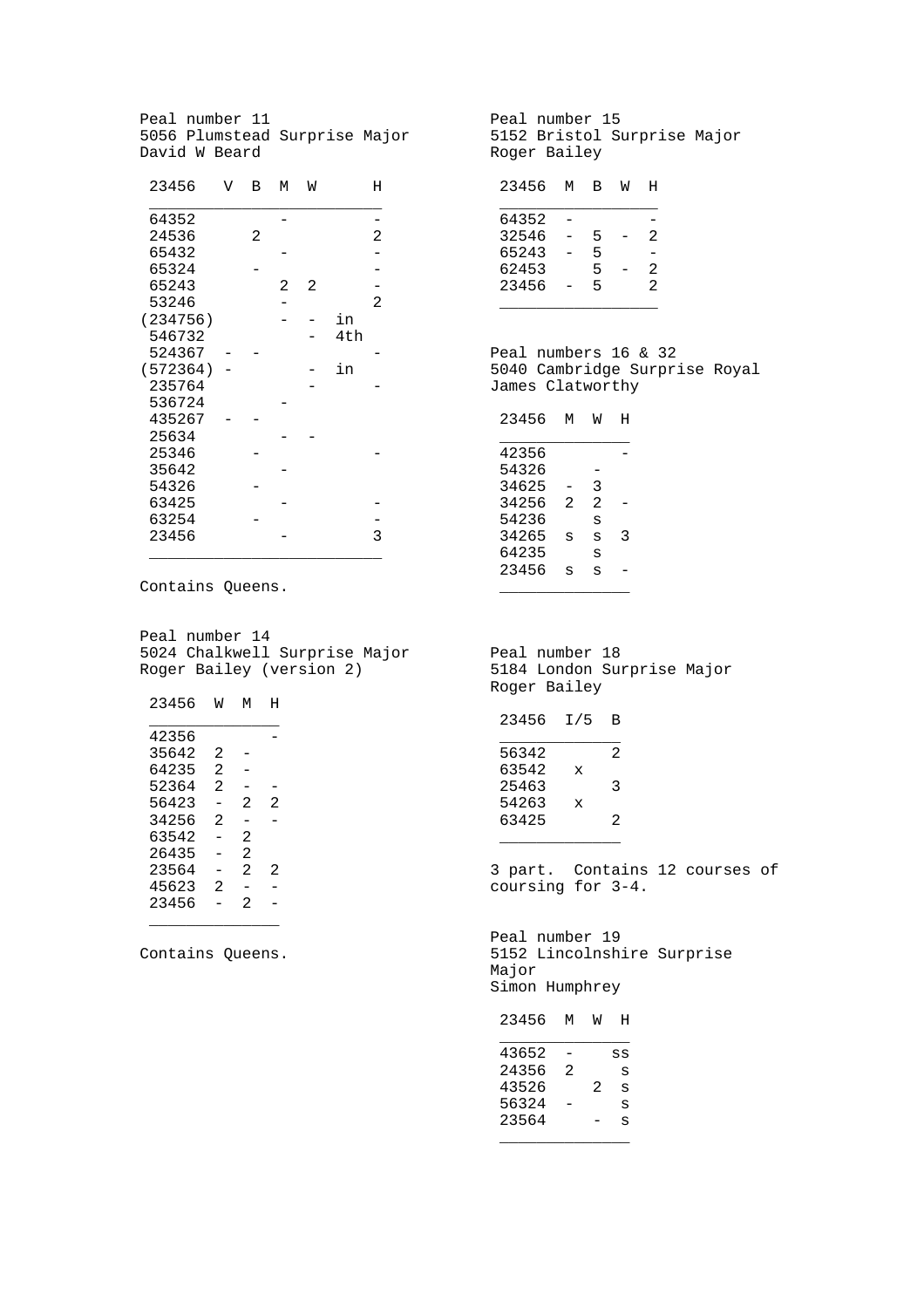Peal number 11
5056 Plumstead Surprise Major
David W Beard

| 23456 | V | B | M | W | | H |
|---|---|---|---|---|---|---|
| 64352 | | | - | | | - |
| 24536 | | 2 | | | | 2 |
| 65432 | | | - | | | - |
| 65324 | | - | | | | - |
| 65243 | | | 2 | 2 | | - |
| 53246 | | | - | | | 2 |
| (234756) | | | - | - | in | |
| 546732 | | | | - | 4th | |
| 524367 | - | - | | | | - |
| (572364) | - | | | - | in | |
| 235764 | | | | - | | - |
| 536724 | | | - | | | |
| 435267 | - | - | | | | |
| 25634 | | | - | - | | |
| 25346 | | - | | | | - |
| 35642 | | | - | | | |
| 54326 | | - | | | | |
| 63425 | | | - | | | - |
| 63254 | | - | | | | - |
| 23456 | | | - | | | 3 |

Contains Queens.

Peal number 14
5024 Chalkwell Surprise Major
Roger Bailey (version 2)

| 23456 | W | M | H |
|---|---|---|---|
| 42356 | | | - |
| 35642 | 2 | - | |
| 64235 | 2 | - | |
| 52364 | 2 | - | - |
| 56423 | - | 2 | 2 |
| 34256 | 2 | - | - |
| 63542 | - | 2 | |
| 26435 | - | 2 | |
| 23564 | - | 2 | 2 |
| 45623 | 2 | - | - |
| 23456 | - | 2 | - |

Contains Queens.

Peal number 15
5152 Bristol Surprise Major
Roger Bailey

| 23456 | M | B | W | H |
|---|---|---|---|---|
| 64352 | - | | | - |
| 32546 | - | 5 | - | 2 |
| 65243 | - | 5 | | - |
| 62453 | | 5 | - | 2 |
| 23456 | - | 5 | | 2 |

Peal numbers 16 & 32
5040 Cambridge Surprise Royal
James Clatworthy

| 23456 | M | W | H |
|---|---|---|---|
| 42356 | | | - |
| 54326 | | - | |
| 34625 | - | 3 | |
| 34256 | 2 | 2 | - |
| 54236 | | s | |
| 34265 | s | s | 3 |
| 64235 | | s | |
| 23456 | s | s | - |

Peal number 18
5184 London Surprise Major
Roger Bailey

| 23456 | I/5 | B |
|---|---|---|
| 56342 | | 2 |
| 63542 | x | |
| 25463 | | 3 |
| 54263 | x | |
| 63425 | | 2 |

3 part. Contains 12 courses of coursing for 3-4.

Peal number 19
5152 Lincolnshire Surprise Major
Simon Humphrey

| 23456 | M | W | H |
|---|---|---|---|
| 43652 | - | | ss |
| 24356 | 2 | | s |
| 43526 | | 2 | s |
| 56324 | - | | s |
| 23564 | | - | s |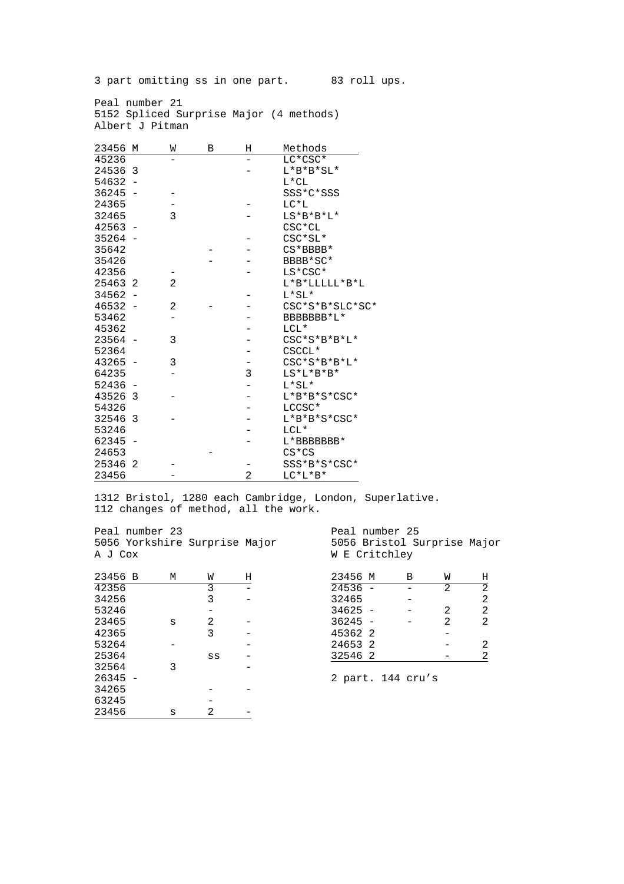3 part omitting ss in one part.      83 roll ups.

Peal number 21
5152 Spliced Surprise Major (4 methods)
Albert J Pitman

| 23456 | M | W | B | H | Methods |
|---|---|---|---|---|---|
| 45236 | | - | | - | LC*CSC* |
| 24536 | 3 | | | - | L*B*B*SL* |
| 54632 | - | | | | L*CL |
| 36245 | - | - | | | SSS*C*SSS |
| 24365 | | - | | - | LC*L |
| 32465 | | 3 | | - | LS*B*B*L* |
| 42563 | - | | | | CSC*CL |
| 35264 | - | | | - | CSC*SL* |
| 35642 | | | - | - | CS*BBBB* |
| 35426 | | | - | - | BBBB*SC* |
| 42356 | | - | | - | LS*CSC* |
| 25463 | 2 | 2 | | | L*B*LLLLL*B*L |
| 34562 | - | | | - | L*SL* |
| 46532 | - | 2 | - | - | CSC*S*B*SLC*SC* |
| 53462 | | - | | - | BBBBBBB*L* |
| 45362 | | | | - | LCL* |
| 23564 | - | 3 | | - | CSC*S*B*B*L* |
| 52364 | | | | - | CSCCL* |
| 43265 | - | 3 | | - | CSC*S*B*B*L* |
| 64235 | | - | | 3 | LS*L*B*B* |
| 52436 | - | | | - | L*SL* |
| 43526 | 3 | - | | - | L*B*B*S*CSC* |
| 54326 | | | | - | LCCSC* |
| 32546 | 3 | - | | - | L*B*B*S*CSC* |
| 53246 | | | | - | LCL* |
| 62345 | - | | | - | L*BBBBBBB* |
| 24653 | | | - | | CS*CS |
| 25346 | 2 | - | | - | SSS*B*S*CSC* |
| 23456 | | - | | 2 | LC*L*B* |

1312 Bristol, 1280 each Cambridge, London, Superlative.
112 changes of method, all the work.

Peal number 23
5056 Yorkshire Surprise Major
A J Cox

| 23456 | B | M | W | H |
|---|---|---|---|---|
| 42356 | | | 3 | - |
| 34256 | | | 3 | - |
| 53246 | | | - | |
| 23465 | | s | 2 | - |
| 42365 | | | 3 | - |
| 53264 | | - | | - |
| 25364 | | | ss | - |
| 32564 | | 3 | | - |
| 26345 | - | | | - |
| 34265 | | | - | - |
| 63245 | | | - | |
| 23456 | | s | 2 | - |

Peal number 25
5056 Bristol Surprise Major
W E Critchley

| 23456 | M | B | W | H |
|---|---|---|---|---|
| 24536 | - | - | 2 | 2 |
| 32465 | | - | | 2 |
| 34625 | - | - | 2 | 2 |
| 36245 | - | - | 2 | 2 |
| 45362 | 2 | | - | |
| 24653 | 2 | | - | 2 |
| 32546 | 2 | | - | 2 |

2 part. 144 cru’s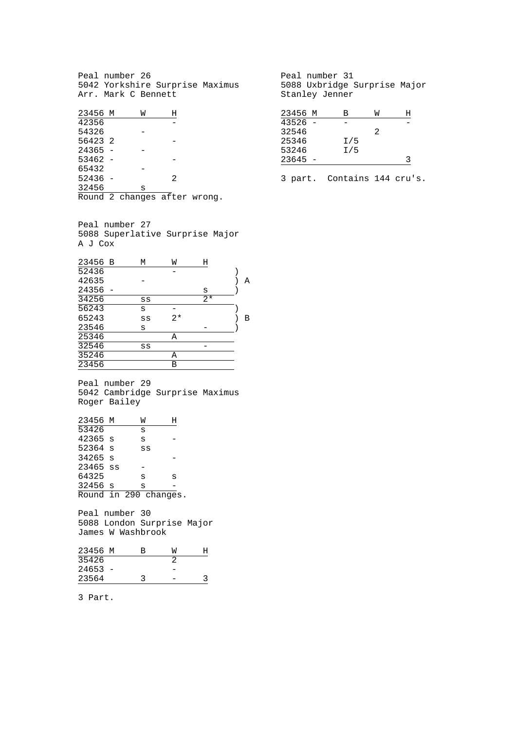Peal number 26
5042 Yorkshire Surprise Maximus
Arr. Mark C Bennett

| 23456 | M | W | H |
|---|---|---|---|
| 42356 | | | - |
| 54326 | | - | |
| 56423 | 2 | | - |
| 24365 | - | - | |
| 53462 | - | | - |
| 65432 | | - | |
| 52436 | - | | 2 |
| 32456 | | s | |

Round 2 changes after wrong.

Peal number 27
5088 Superlative Surprise Major
A J Cox

| 23456 | B | M | W | H | |
|---|---|---|---|---|---|
| 52436 | | | - | | ) |
| 42635 | | - | | | ) A |
| 24356 | - | | | s | ) |
| 34256 | | ss | | 2* | |
| 56243 | | s | - | | ) |
| 65243 | | ss | 2* | | ) B |
| 23546 | | s | | - | ) |
| 25346 | | | A | | |
| 32546 | | ss | | - | |
| 35246 | | | A | | |
| 23456 | | | B | | |

Peal number 29
5042 Cambridge Surprise Maximus
Roger Bailey

| 23456 | M | W | H |
|---|---|---|---|
| 53426 | | s | |
| 42365 | s | s | - |
| 52364 | s | ss | |
| 34265 | s | | - |
| 23465 | ss | - | |
| 64325 | | s | s |
| 32456 | s | s | - |

Round in 290 changes.

Peal number 30
5088 London Surprise Major
James W Washbrook

| 23456 | M | B | W | H |
|---|---|---|---|---|
| 35426 | | | 2 | |
| 24653 | - | | - | |
| 23564 | | 3 | - | 3 |

3 Part.

Peal number 31
5088 Uxbridge Surprise Major
Stanley Jenner

| 23456 | M | B | W | H |
|---|---|---|---|---|
| 43526 | - | - | | - |
| 32546 | | | 2 | |
| 25346 | | I/5 | | |
| 53246 | | I/5 | | |
| 23645 | - | | | 3 |

3 part. Contains 144 cru's.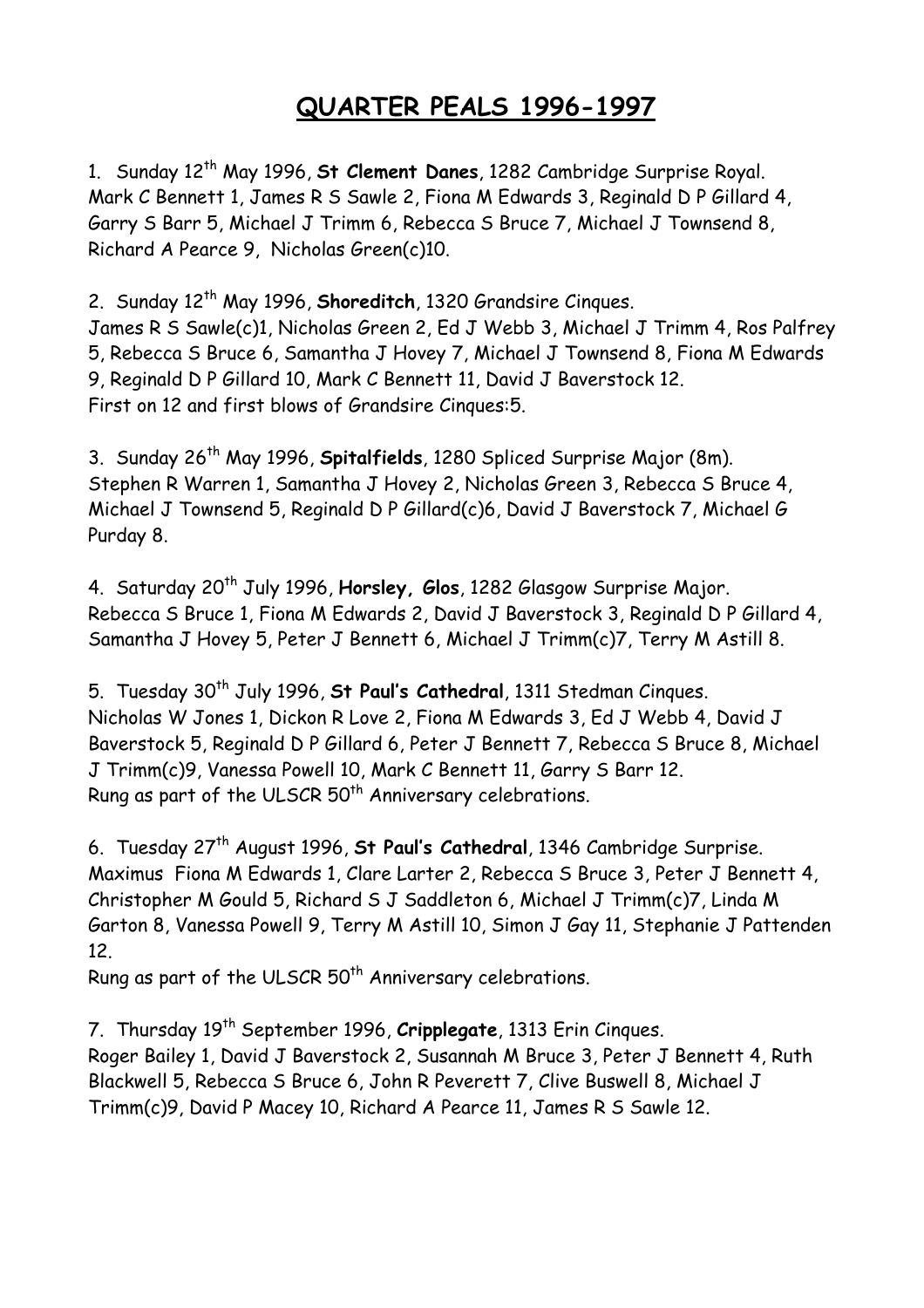# QUARTER PEALS 1996-1997

1. Sunday 12th May 1996, **St Clement Danes**, 1282 Cambridge Surprise Royal.
Mark C Bennett 1, James R S Sawle 2, Fiona M Edwards 3, Reginald D P Gillard 4, Garry S Barr 5, Michael J Trimm 6, Rebecca S Bruce 7, Michael J Townsend 8, Richard A Pearce 9, Nicholas Green(c)10.

2. Sunday 12th May 1996, **Shoreditch**, 1320 Grandsire Cinques.
James R S Sawle(c)1, Nicholas Green 2, Ed J Webb 3, Michael J Trimm 4, Ros Palfrey 5, Rebecca S Bruce 6, Samantha J Hovey 7, Michael J Townsend 8, Fiona M Edwards 9, Reginald D P Gillard 10, Mark C Bennett 11, David J Baverstock 12.
First on 12 and first blows of Grandsire Cinques:5.

3. Sunday 26th May 1996, **Spitalfields**, 1280 Spliced Surprise Major (8m).
Stephen R Warren 1, Samantha J Hovey 2, Nicholas Green 3, Rebecca S Bruce 4, Michael J Townsend 5, Reginald D P Gillard(c)6, David J Baverstock 7, Michael G Purday 8.

4. Saturday 20th July 1996, **Horsley, Glos**, 1282 Glasgow Surprise Major.
Rebecca S Bruce 1, Fiona M Edwards 2, David J Baverstock 3, Reginald D P Gillard 4, Samantha J Hovey 5, Peter J Bennett 6, Michael J Trimm(c)7, Terry M Astill 8.

5. Tuesday 30th July 1996, **St Paul's Cathedral**, 1311 Stedman Cinques.
Nicholas W Jones 1, Dickon R Love 2, Fiona M Edwards 3, Ed J Webb 4, David J Baverstock 5, Reginald D P Gillard 6, Peter J Bennett 7, Rebecca S Bruce 8, Michael J Trimm(c)9, Vanessa Powell 10, Mark C Bennett 11, Garry S Barr 12.
Rung as part of the ULSCR 50th Anniversary celebrations.

6. Tuesday 27th August 1996, **St Paul's Cathedral**, 1346 Cambridge Surprise. Maximus Fiona M Edwards 1, Clare Larter 2, Rebecca S Bruce 3, Peter J Bennett 4, Christopher M Gould 5, Richard S J Saddleton 6, Michael J Trimm(c)7, Linda M Garton 8, Vanessa Powell 9, Terry M Astill 10, Simon J Gay 11, Stephanie J Pattenden 12.
Rung as part of the ULSCR 50th Anniversary celebrations.

7. Thursday 19th September 1996, **Cripplegate**, 1313 Erin Cinques.
Roger Bailey 1, David J Baverstock 2, Susannah M Bruce 3, Peter J Bennett 4, Ruth Blackwell 5, Rebecca S Bruce 6, John R Peverett 7, Clive Buswell 8, Michael J Trimm(c)9, David P Macey 10, Richard A Pearce 11, James R S Sawle 12.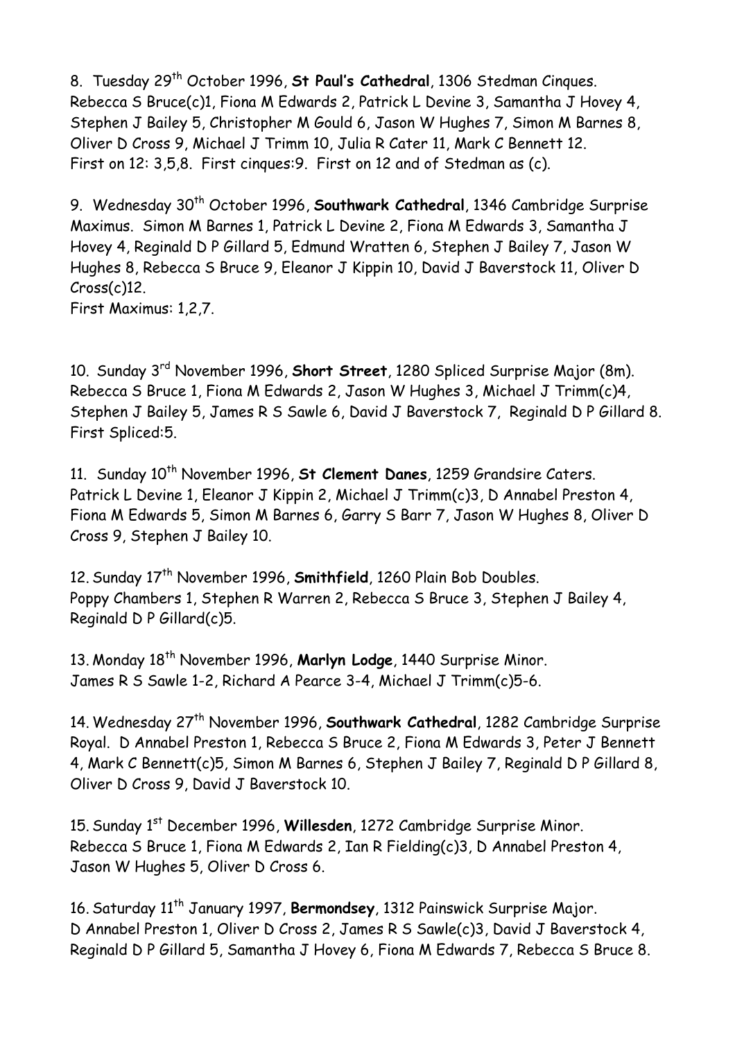8. Tuesday 29th October 1996, **St Paul's Cathedral**, 1306 Stedman Cinques.
Rebecca S Bruce(c)1, Fiona M Edwards 2, Patrick L Devine 3, Samantha J Hovey 4, Stephen J Bailey 5, Christopher M Gould 6, Jason W Hughes 7, Simon M Barnes 8, Oliver D Cross 9, Michael J Trimm 10, Julia R Cater 11, Mark C Bennett 12.
First on 12: 3,5,8. First cinques:9. First on 12 and of Stedman as (c).

9. Wednesday 30th October 1996, **Southwark Cathedral**, 1346 Cambridge Surprise Maximus. Simon M Barnes 1, Patrick L Devine 2, Fiona M Edwards 3, Samantha J Hovey 4, Reginald D P Gillard 5, Edmund Wratten 6, Stephen J Bailey 7, Jason W Hughes 8, Rebecca S Bruce 9, Eleanor J Kippin 10, David J Baverstock 11, Oliver D Cross(c)12.
First Maximus: 1,2,7.

10. Sunday 3rd November 1996, **Short Street**, 1280 Spliced Surprise Major (8m).
Rebecca S Bruce 1, Fiona M Edwards 2, Jason W Hughes 3, Michael J Trimm(c)4, Stephen J Bailey 5, James R S Sawle 6, David J Baverstock 7, Reginald D P Gillard 8.
First Spliced:5.

11. Sunday 10th November 1996, **St Clement Danes**, 1259 Grandsire Caters.
Patrick L Devine 1, Eleanor J Kippin 2, Michael J Trimm(c)3, D Annabel Preston 4, Fiona M Edwards 5, Simon M Barnes 6, Garry S Barr 7, Jason W Hughes 8, Oliver D Cross 9, Stephen J Bailey 10.

12. Sunday 17th November 1996, **Smithfield**, 1260 Plain Bob Doubles.
Poppy Chambers 1, Stephen R Warren 2, Rebecca S Bruce 3, Stephen J Bailey 4, Reginald D P Gillard(c)5.

13. Monday 18th November 1996, **Marlyn Lodge**, 1440 Surprise Minor.
James R S Sawle 1-2, Richard A Pearce 3-4, Michael J Trimm(c)5-6.

14. Wednesday 27th November 1996, **Southwark Cathedral**, 1282 Cambridge Surprise Royal. D Annabel Preston 1, Rebecca S Bruce 2, Fiona M Edwards 3, Peter J Bennett 4, Mark C Bennett(c)5, Simon M Barnes 6, Stephen J Bailey 7, Reginald D P Gillard 8, Oliver D Cross 9, David J Baverstock 10.

15. Sunday 1st December 1996, **Willesden**, 1272 Cambridge Surprise Minor.
Rebecca S Bruce 1, Fiona M Edwards 2, Ian R Fielding(c)3, D Annabel Preston 4, Jason W Hughes 5, Oliver D Cross 6.

16. Saturday 11th January 1997, **Bermondsey**, 1312 Painswick Surprise Major.
D Annabel Preston 1, Oliver D Cross 2, James R S Sawle(c)3, David J Baverstock 4, Reginald D P Gillard 5, Samantha J Hovey 6, Fiona M Edwards 7, Rebecca S Bruce 8.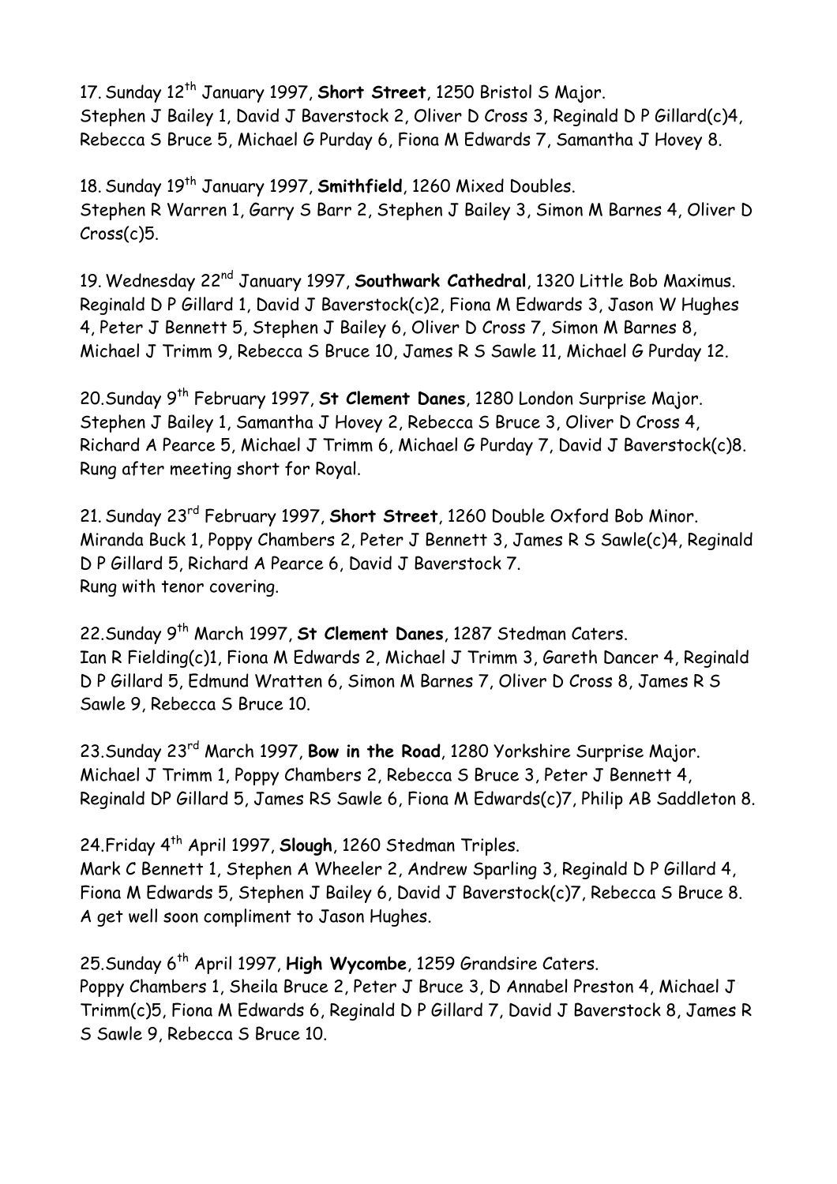17. Sunday 12th January 1997, **Short Street**, 1250 Bristol S Major.
Stephen J Bailey 1, David J Baverstock 2, Oliver D Cross 3, Reginald D P Gillard(c)4, Rebecca S Bruce 5, Michael G Purday 6, Fiona M Edwards 7, Samantha J Hovey 8.

18. Sunday 19th January 1997, **Smithfield**, 1260 Mixed Doubles.
Stephen R Warren 1, Garry S Barr 2, Stephen J Bailey 3, Simon M Barnes 4, Oliver D Cross(c)5.

19. Wednesday 22nd January 1997, **Southwark Cathedral**, 1320 Little Bob Maximus.
Reginald D P Gillard 1, David J Baverstock(c)2, Fiona M Edwards 3, Jason W Hughes 4, Peter J Bennett 5, Stephen J Bailey 6, Oliver D Cross 7, Simon M Barnes 8, Michael J Trimm 9, Rebecca S Bruce 10, James R S Sawle 11, Michael G Purday 12.

20.Sunday 9th February 1997, **St Clement Danes**, 1280 London Surprise Major.
Stephen J Bailey 1, Samantha J Hovey 2, Rebecca S Bruce 3, Oliver D Cross 4, Richard A Pearce 5, Michael J Trimm 6, Michael G Purday 7, David J Baverstock(c)8.
Rung after meeting short for Royal.

21. Sunday 23rd February 1997, **Short Street**, 1260 Double Oxford Bob Minor.
Miranda Buck 1, Poppy Chambers 2, Peter J Bennett 3, James R S Sawle(c)4, Reginald D P Gillard 5, Richard A Pearce 6, David J Baverstock 7.
Rung with tenor covering.

22.Sunday 9th March 1997, **St Clement Danes**, 1287 Stedman Caters.
Ian R Fielding(c)1, Fiona M Edwards 2, Michael J Trimm 3, Gareth Dancer 4, Reginald D P Gillard 5, Edmund Wratten 6, Simon M Barnes 7, Oliver D Cross 8, James R S Sawle 9, Rebecca S Bruce 10.

23.Sunday 23rd March 1997, **Bow in the Road**, 1280 Yorkshire Surprise Major.
Michael J Trimm 1, Poppy Chambers 2, Rebecca S Bruce 3, Peter J Bennett 4, Reginald DP Gillard 5, James RS Sawle 6, Fiona M Edwards(c)7, Philip AB Saddleton 8.

24.Friday 4th April 1997, **Slough**, 1260 Stedman Triples.
Mark C Bennett 1, Stephen A Wheeler 2, Andrew Sparling 3, Reginald D P Gillard 4, Fiona M Edwards 5, Stephen J Bailey 6, David J Baverstock(c)7, Rebecca S Bruce 8.
A get well soon compliment to Jason Hughes.

25.Sunday 6th April 1997, **High Wycombe**, 1259 Grandsire Caters.
Poppy Chambers 1, Sheila Bruce 2, Peter J Bruce 3, D Annabel Preston 4, Michael J Trimm(c)5, Fiona M Edwards 6, Reginald D P Gillard 7, David J Baverstock 8, James R S Sawle 9, Rebecca S Bruce 10.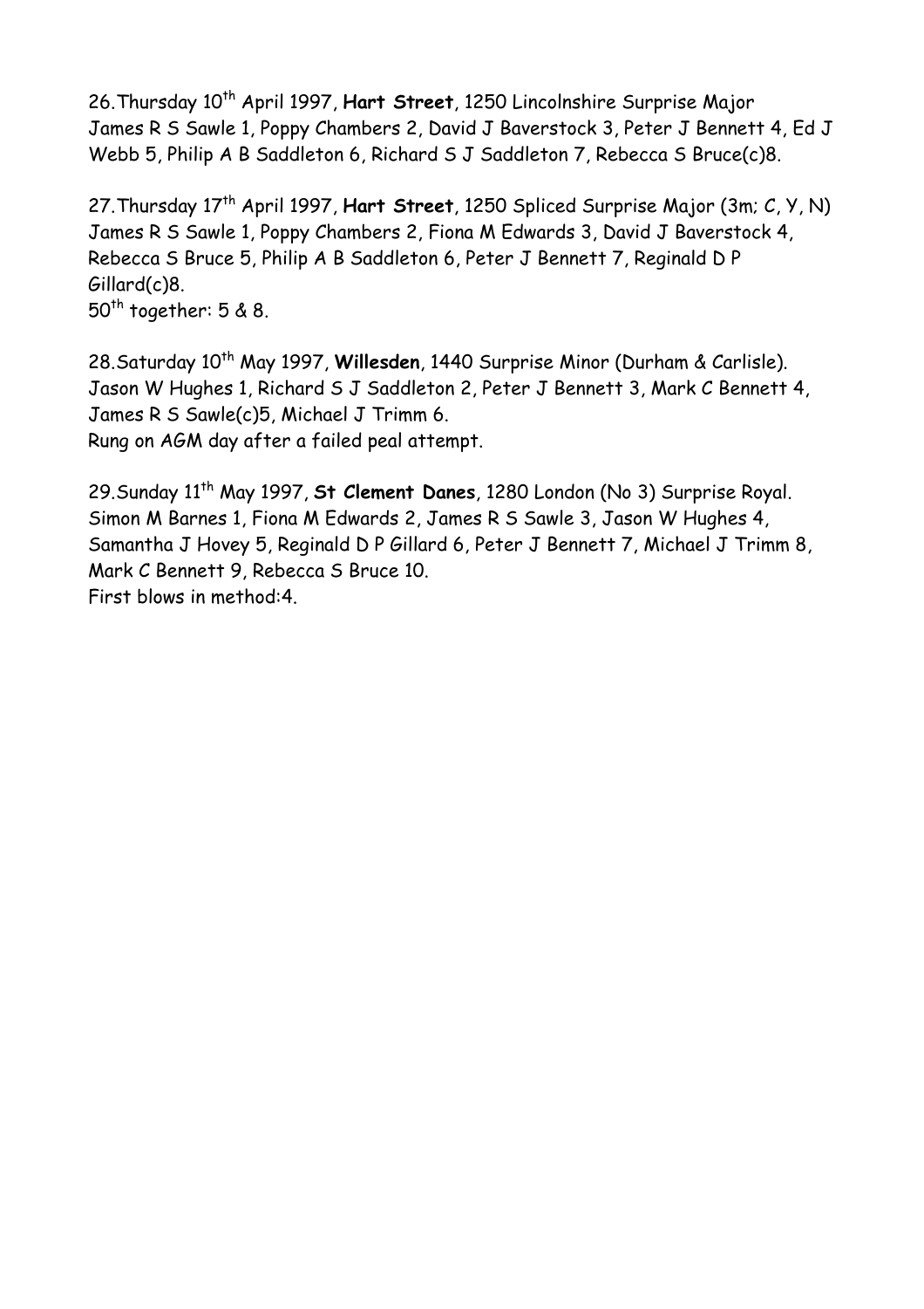26.Thursday 10th April 1997, **Hart Street**, 1250 Lincolnshire Surprise Major
James R S Sawle 1, Poppy Chambers 2, David J Baverstock 3, Peter J Bennett 4, Ed J Webb 5, Philip A B Saddleton 6, Richard S J Saddleton 7, Rebecca S Bruce(c)8.

27.Thursday 17th April 1997, **Hart Street**, 1250 Spliced Surprise Major (3m; C, Y, N)
James R S Sawle 1, Poppy Chambers 2, Fiona M Edwards 3, David J Baverstock 4, Rebecca S Bruce 5, Philip A B Saddleton 6, Peter J Bennett 7, Reginald D P Gillard(c)8.
50th together: 5 & 8.

28.Saturday 10th May 1997, **Willesden**, 1440 Surprise Minor (Durham & Carlisle).
Jason W Hughes 1, Richard S J Saddleton 2, Peter J Bennett 3, Mark C Bennett 4, James R S Sawle(c)5, Michael J Trimm 6.
Rung on AGM day after a failed peal attempt.

29.Sunday 11th May 1997, **St Clement Danes**, 1280 London (No 3) Surprise Royal.
Simon M Barnes 1, Fiona M Edwards 2, James R S Sawle 3, Jason W Hughes 4, Samantha J Hovey 5, Reginald D P Gillard 6, Peter J Bennett 7, Michael J Trimm 8, Mark C Bennett 9, Rebecca S Bruce 10.
First blows in method:4.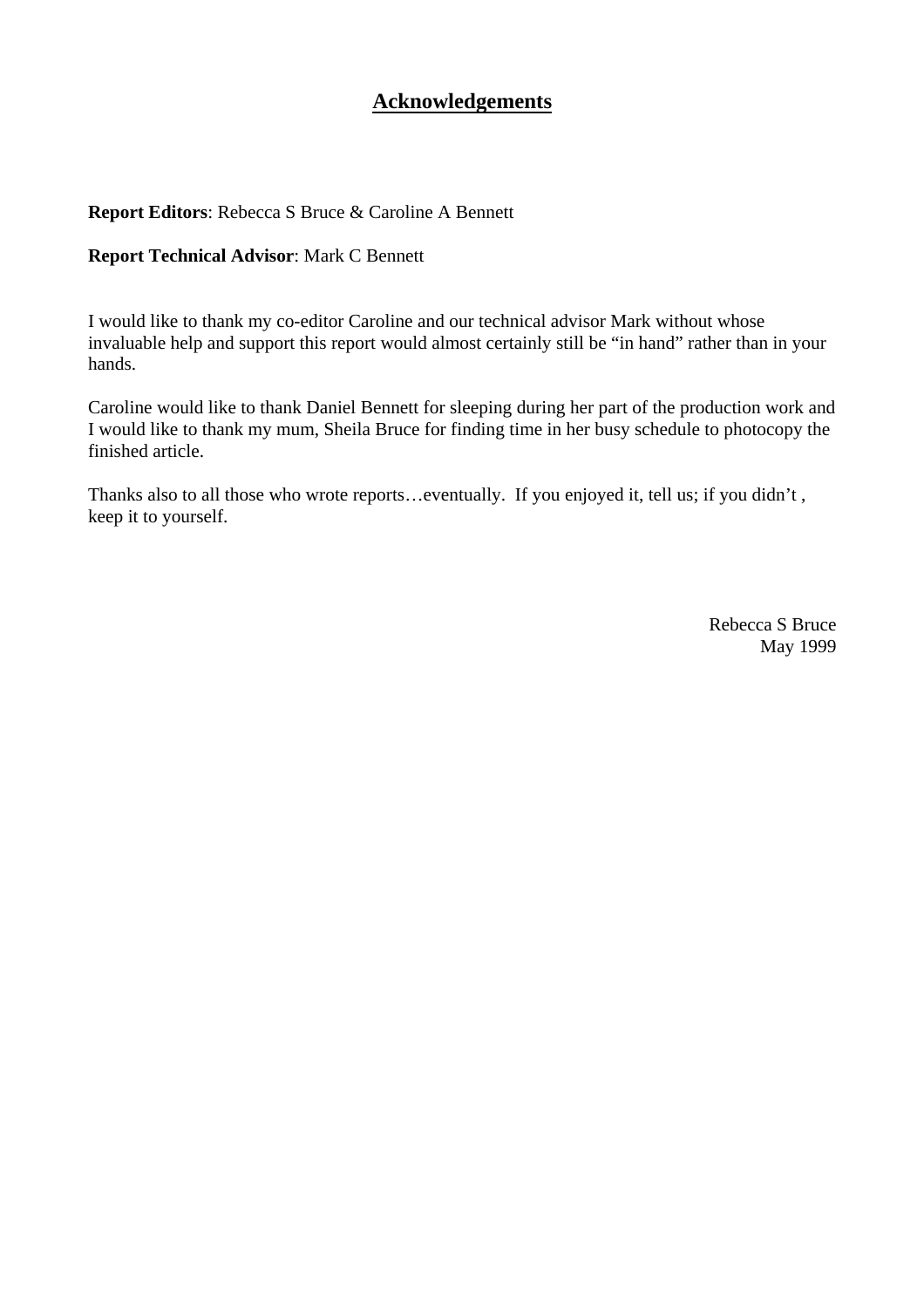## Acknowledgements

**Report Editors**: Rebecca S Bruce & Caroline A Bennett

**Report Technical Advisor**: Mark C Bennett

I would like to thank my co-editor Caroline and our technical advisor Mark without whose invaluable help and support this report would almost certainly still be "in hand" rather than in your hands.

Caroline would like to thank Daniel Bennett for sleeping during her part of the production work and I would like to thank my mum, Sheila Bruce for finding time in her busy schedule to photocopy the finished article.

Thanks also to all those who wrote reports…eventually. If you enjoyed it, tell us; if you didn't , keep it to yourself.

Rebecca S Bruce
May 1999